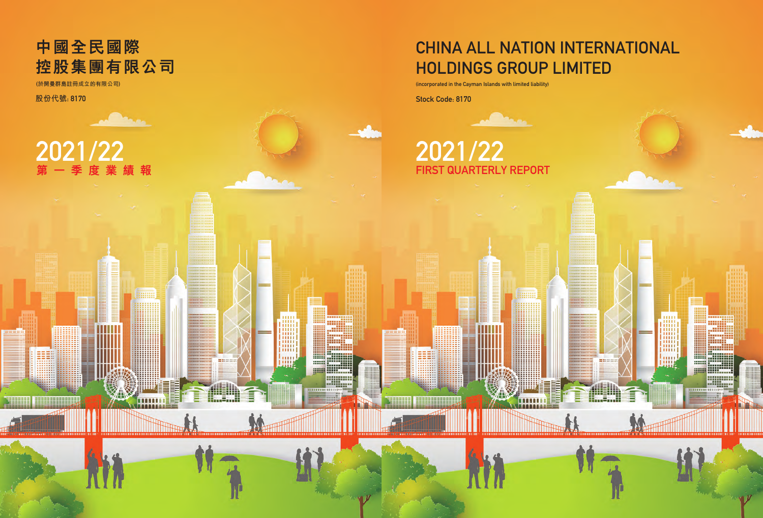# 中國全民國際控股集團有限公司

(於開曼群島註冊成立的有限公司)

股份代號: 8170

## 2021/22
## 第一季度業績報

# CHINA ALL NATION INTERNATIONAL HOLDINGS GROUP LIMITED

(incorporated in the Cayman Islands with limited liability)

Stock Code: 8170

## 2021/22
## FIRST QUARTERLY REPORT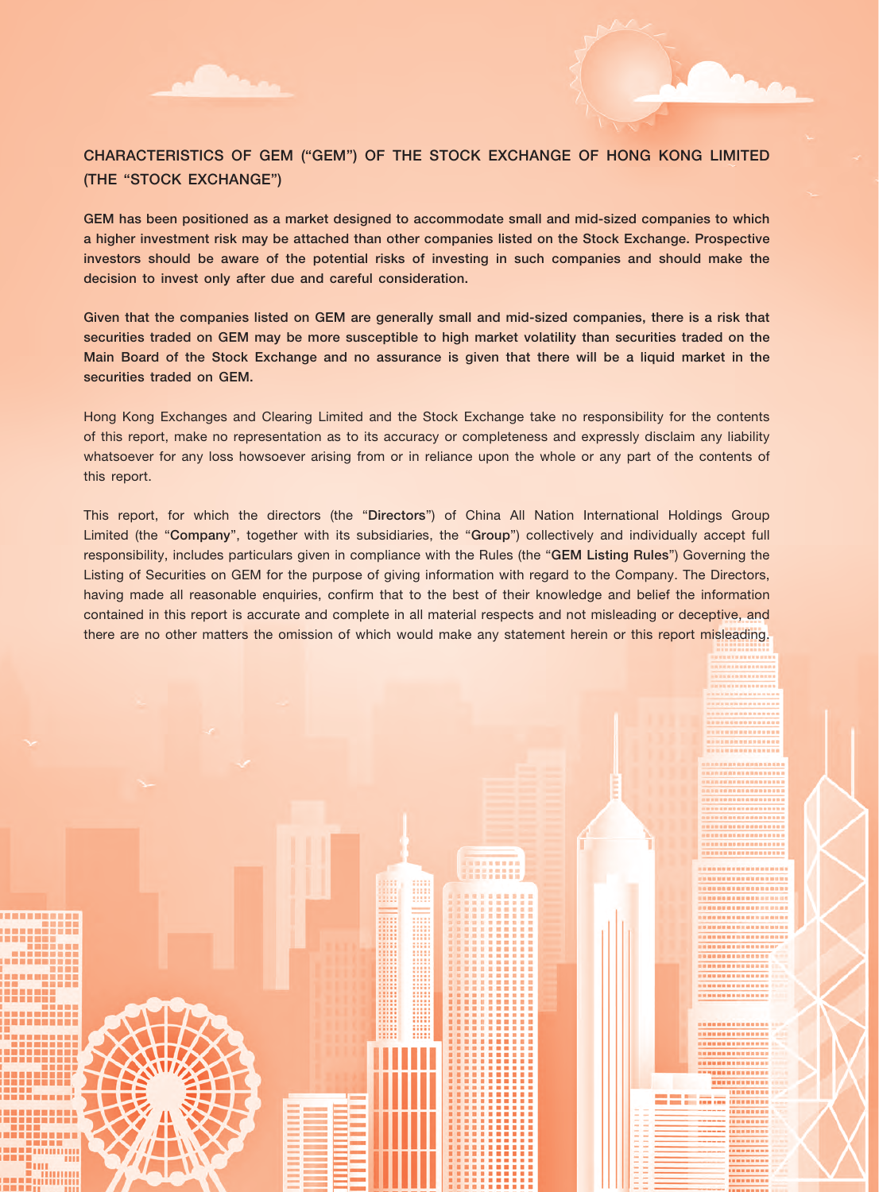## CHARACTERISTICS OF GEM ("GEM") OF THE STOCK EXCHANGE OF HONG KONG LIMITED (THE "STOCK EXCHANGE")

**GEM has been positioned as a market designed to accommodate small and mid-sized companies to which a higher investment risk may be attached than other companies listed on the Stock Exchange. Prospective investors should be aware of the potential risks of investing in such companies and should make the decision to invest only after due and careful consideration.**

**Given that the companies listed on GEM are generally small and mid-sized companies, there is a risk that securities traded on GEM may be more susceptible to high market volatility than securities traded on the Main Board of the Stock Exchange and no assurance is given that there will be a liquid market in the securities traded on GEM.**

Hong Kong Exchanges and Clearing Limited and the Stock Exchange take no responsibility for the contents of this report, make no representation as to its accuracy or completeness and expressly disclaim any liability whatsoever for any loss howsoever arising from or in reliance upon the whole or any part of the contents of this report.

This report, for which the directors (the "**Directors**") of China All Nation International Holdings Group Limited (the "**Company**", together with its subsidiaries, the "**Group**") collectively and individually accept full responsibility, includes particulars given in compliance with the Rules (the "**GEM Listing Rules**") Governing the Listing of Securities on GEM for the purpose of giving information with regard to the Company. The Directors, having made all reasonable enquiries, confirm that to the best of their knowledge and belief the information contained in this report is accurate and complete in all material respects and not misleading or deceptive, and there are no other matters the omission of which would make any statement herein or this report misleading.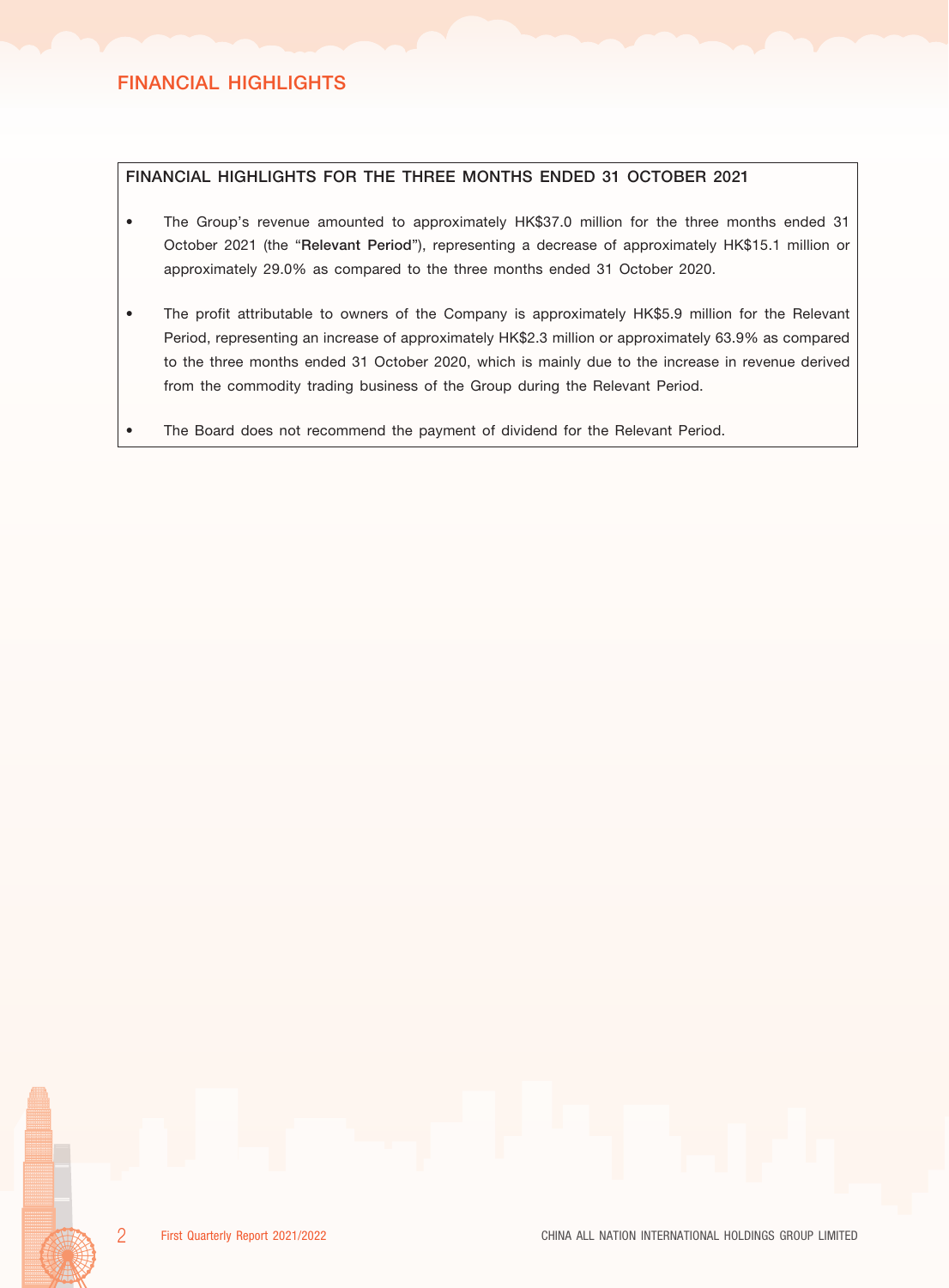# FINANCIAL HIGHLIGHTS

## FINANCIAL HIGHLIGHTS FOR THE THREE MONTHS ENDED 31 OCTOBER 2021

- The Group's revenue amounted to approximately HK$37.0 million for the three months ended 31 October 2021 (the "**Relevant Period**"), representing a decrease of approximately HK$15.1 million or approximately 29.0% as compared to the three months ended 31 October 2020.

- The profit attributable to owners of the Company is approximately HK$5.9 million for the Relevant Period, representing an increase of approximately HK$2.3 million or approximately 63.9% as compared to the three months ended 31 October 2020, which is mainly due to the increase in revenue derived from the commodity trading business of the Group during the Relevant Period.

- The Board does not recommend the payment of dividend for the Relevant Period.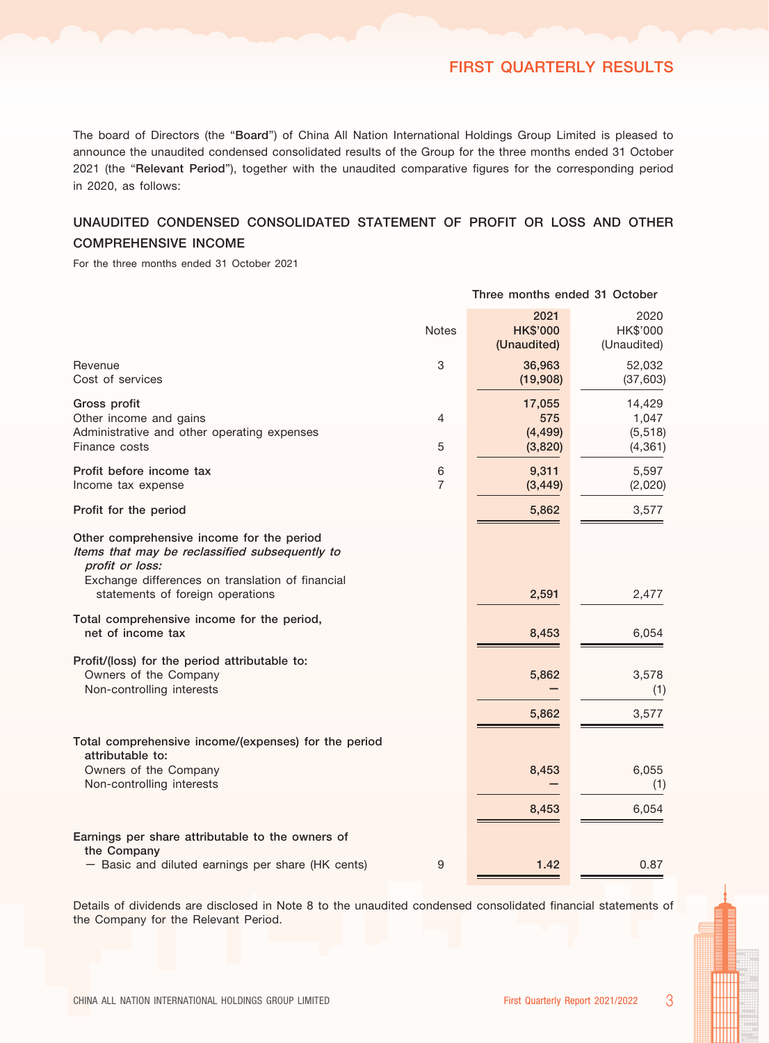## FIRST QUARTERLY RESULTS

The board of Directors (the "**Board**") of China All Nation International Holdings Group Limited is pleased to announce the unaudited condensed consolidated results of the Group for the three months ended 31 October 2021 (the "**Relevant Period**"), together with the unaudited comparative figures for the corresponding period in 2020, as follows:

## UNAUDITED CONDENSED CONSOLIDATED STATEMENT OF PROFIT OR LOSS AND OTHER COMPREHENSIVE INCOME

For the three months ended 31 October 2021

| | Notes | Three months ended 31 October 2021 HK$'000 (Unaudited) | 2020 HK$'000 (Unaudited) |
|---|---|---|---|
| Revenue | 3 | 36,963 | 52,032 |
| Cost of services | | (19,908) | (37,603) |
| **Gross profit** | | 17,055 | 14,429 |
| Other income and gains | 4 | 575 | 1,047 |
| Administrative and other operating expenses | | (4,499) | (5,518) |
| Finance costs | 5 | (3,820) | (4,361) |
| **Profit before income tax** | 6 | 9,311 | 5,597 |
| Income tax expense | 7 | (3,449) | (2,020) |
| **Profit for the period** | | 5,862 | 3,577 |
| **Other comprehensive income for the period** | | | |
| ***Items that may be reclassified subsequently to profit or loss:*** | | | |
| Exchange differences on translation of financial statements of foreign operations | | 2,591 | 2,477 |
| **Total comprehensive income for the period, net of income tax** | | 8,453 | 6,054 |
| **Profit/(loss) for the period attributable to:** | | | |
| Owners of the Company | | 5,862 | 3,578 |
| Non-controlling interests | | — | (1) |
| | | 5,862 | 3,577 |
| **Total comprehensive income/(expenses) for the period attributable to:** | | | |
| Owners of the Company | | 8,453 | 6,055 |
| Non-controlling interests | | — | (1) |
| | | 8,453 | 6,054 |
| **Earnings per share attributable to the owners of the Company** | | | |
| — Basic and diluted earnings per share (HK cents) | 9 | 1.42 | 0.87 |

Details of dividends are disclosed in Note 8 to the unaudited condensed consolidated financial statements of the Company for the Relevant Period.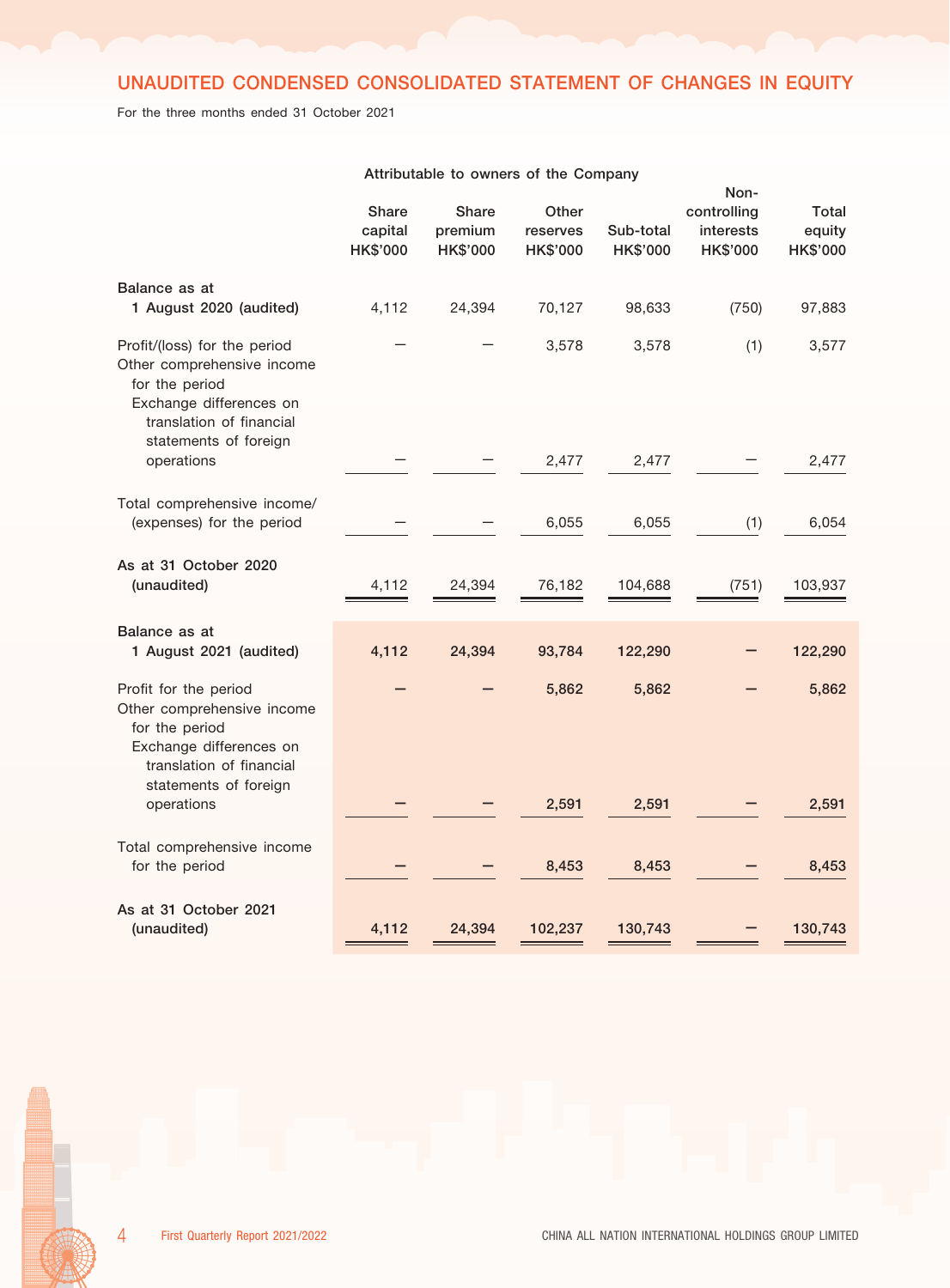## UNAUDITED CONDENSED CONSOLIDATED STATEMENT OF CHANGES IN EQUITY

For the three months ended 31 October 2021

| | Attributable to owners of the Company | | | | | |
|---|---|---|---|---|---|---|
| | Share capital HK$'000 | Share premium HK$'000 | Other reserves HK$'000 | Sub-total HK$'000 | Non-controlling interests HK$'000 | Total equity HK$'000 |
| **Balance as at 1 August 2020 (audited)** | 4,112 | 24,394 | 70,127 | 98,633 | (750) | 97,883 |
| Profit/(loss) for the period | — | — | 3,578 | 3,578 | (1) | 3,577 |
| Other comprehensive income for the period | | | | | | |
| Exchange differences on translation of financial statements of foreign operations | — | — | 2,477 | 2,477 | — | 2,477 |
| Total comprehensive income/(expenses) for the period | — | — | 6,055 | 6,055 | (1) | 6,054 |
| **As at 31 October 2020 (unaudited)** | 4,112 | 24,394 | 76,182 | 104,688 | (751) | 103,937 |
| **Balance as at 1 August 2021 (audited)** | **4,112** | **24,394** | **93,784** | **122,290** | **—** | **122,290** |
| Profit for the period | **—** | **—** | **5,862** | **5,862** | **—** | **5,862** |
| Other comprehensive income for the period | | | | | | |
| Exchange differences on translation of financial statements of foreign operations | **—** | **—** | **2,591** | **2,591** | **—** | **2,591** |
| Total comprehensive income for the period | **—** | **—** | **8,453** | **8,453** | **—** | **8,453** |
| **As at 31 October 2021 (unaudited)** | **4,112** | **24,394** | **102,237** | **130,743** | **—** | **130,743** |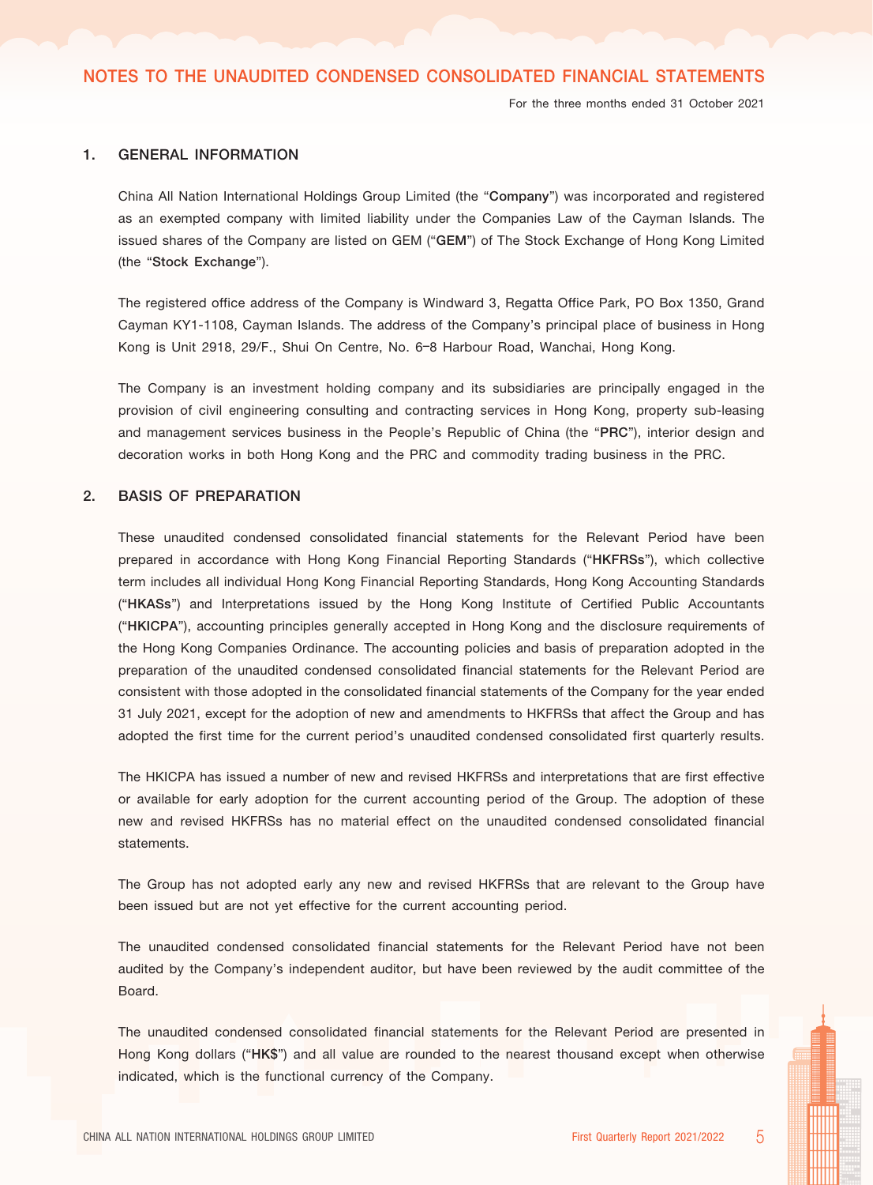# NOTES TO THE UNAUDITED CONDENSED CONSOLIDATED FINANCIAL STATEMENTS

For the three months ended 31 October 2021

## 1. GENERAL INFORMATION

China All Nation International Holdings Group Limited (the "**Company**") was incorporated and registered as an exempted company with limited liability under the Companies Law of the Cayman Islands. The issued shares of the Company are listed on GEM ("**GEM**") of The Stock Exchange of Hong Kong Limited (the "**Stock Exchange**").

The registered office address of the Company is Windward 3, Regatta Office Park, PO Box 1350, Grand Cayman KY1-1108, Cayman Islands. The address of the Company's principal place of business in Hong Kong is Unit 2918, 29/F., Shui On Centre, No. 6–8 Harbour Road, Wanchai, Hong Kong.

The Company is an investment holding company and its subsidiaries are principally engaged in the provision of civil engineering consulting and contracting services in Hong Kong, property sub-leasing and management services business in the People's Republic of China (the "**PRC**"), interior design and decoration works in both Hong Kong and the PRC and commodity trading business in the PRC.

## 2. BASIS OF PREPARATION

These unaudited condensed consolidated financial statements for the Relevant Period have been prepared in accordance with Hong Kong Financial Reporting Standards ("**HKFRSs**"), which collective term includes all individual Hong Kong Financial Reporting Standards, Hong Kong Accounting Standards ("**HKASs**") and Interpretations issued by the Hong Kong Institute of Certified Public Accountants ("**HKICPA**"), accounting principles generally accepted in Hong Kong and the disclosure requirements of the Hong Kong Companies Ordinance. The accounting policies and basis of preparation adopted in the preparation of the unaudited condensed consolidated financial statements for the Relevant Period are consistent with those adopted in the consolidated financial statements of the Company for the year ended 31 July 2021, except for the adoption of new and amendments to HKFRSs that affect the Group and has adopted the first time for the current period's unaudited condensed consolidated first quarterly results.

The HKICPA has issued a number of new and revised HKFRSs and interpretations that are first effective or available for early adoption for the current accounting period of the Group. The adoption of these new and revised HKFRSs has no material effect on the unaudited condensed consolidated financial statements.

The Group has not adopted early any new and revised HKFRSs that are relevant to the Group have been issued but are not yet effective for the current accounting period.

The unaudited condensed consolidated financial statements for the Relevant Period have not been audited by the Company's independent auditor, but have been reviewed by the audit committee of the Board.

The unaudited condensed consolidated financial statements for the Relevant Period are presented in Hong Kong dollars ("**HK$**") and all value are rounded to the nearest thousand except when otherwise indicated, which is the functional currency of the Company.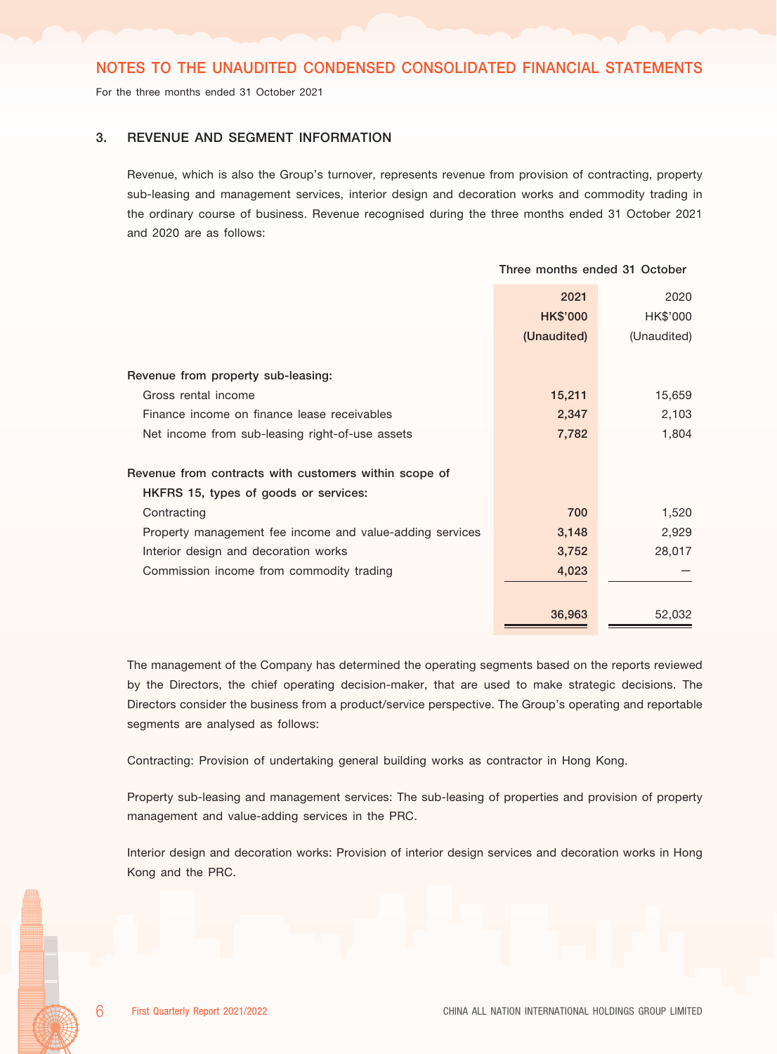# NOTES TO THE UNAUDITED CONDENSED CONSOLIDATED FINANCIAL STATEMENTS

For the three months ended 31 October 2021

## 3. REVENUE AND SEGMENT INFORMATION

Revenue, which is also the Group's turnover, represents revenue from provision of contracting, property sub-leasing and management services, interior design and decoration works and commodity trading in the ordinary course of business. Revenue recognised during the three months ended 31 October 2021 and 2020 are as follows:

| | Three months ended 31 October | |
|---|---|---|
| | **2021** | 2020 |
| | **HK$'000** | HK$'000 |
| | **(Unaudited)** | (Unaudited) |
| **Revenue from property sub-leasing:** | | |
| Gross rental income | **15,211** | 15,659 |
| Finance income on finance lease receivables | **2,347** | 2,103 |
| Net income from sub-leasing right-of-use assets | **7,782** | 1,804 |
| **Revenue from contracts with customers within scope of HKFRS 15, types of goods or services:** | | |
| Contracting | **700** | 1,520 |
| Property management fee income and value-adding services | **3,148** | 2,929 |
| Interior design and decoration works | **3,752** | 28,017 |
| Commission income from commodity trading | **4,023** | — |
| | **36,963** | 52,032 |

The management of the Company has determined the operating segments based on the reports reviewed by the Directors, the chief operating decision-maker, that are used to make strategic decisions. The Directors consider the business from a product/service perspective. The Group's operating and reportable segments are analysed as follows:

Contracting: Provision of undertaking general building works as contractor in Hong Kong.

Property sub-leasing and management services: The sub-leasing of properties and provision of property management and value-adding services in the PRC.

Interior design and decoration works: Provision of interior design services and decoration works in Hong Kong and the PRC.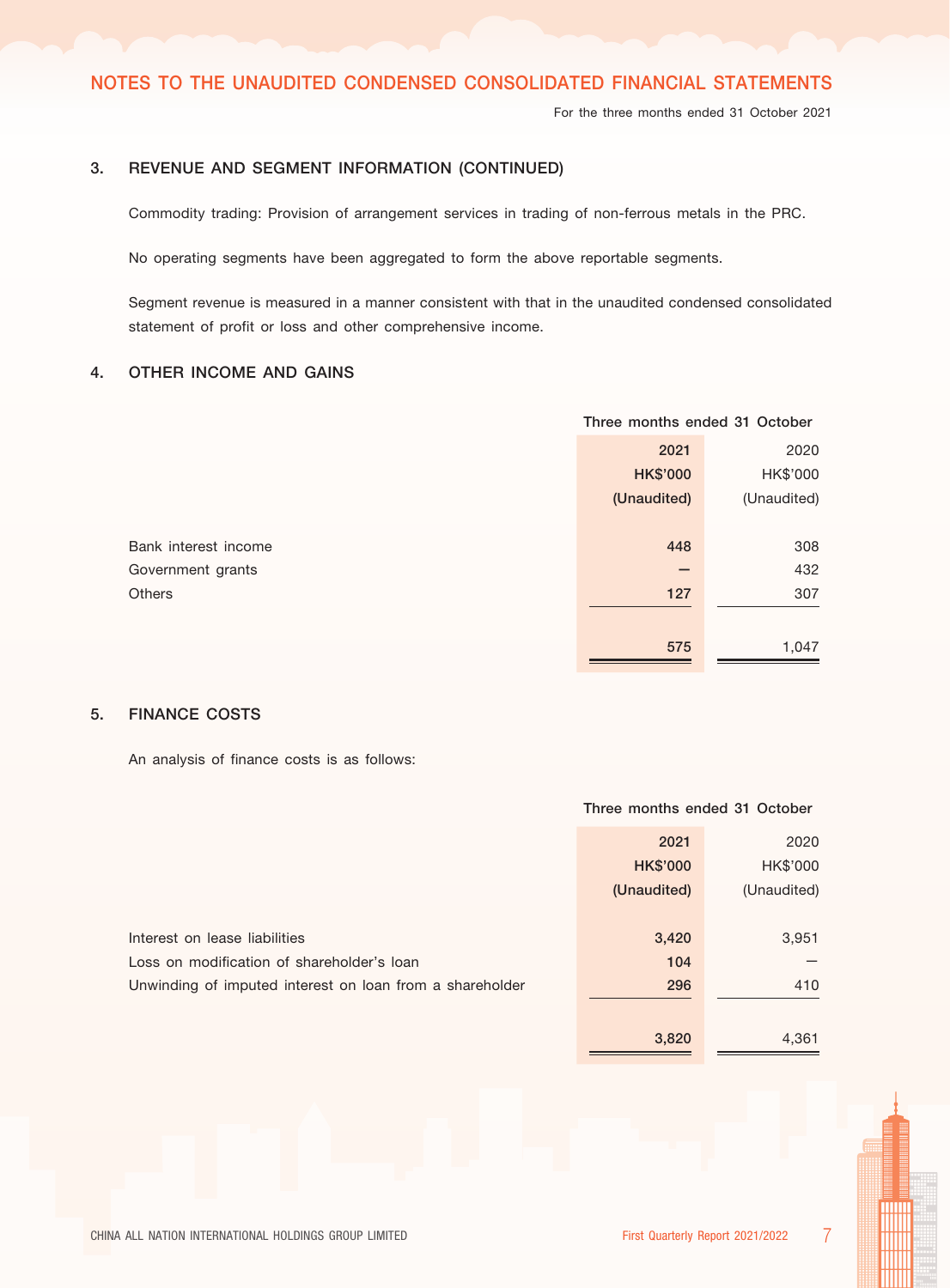## 3. REVENUE AND SEGMENT INFORMATION (CONTINUED)

Commodity trading: Provision of arrangement services in trading of non-ferrous metals in the PRC.

No operating segments have been aggregated to form the above reportable segments.

Segment revenue is measured in a manner consistent with that in the unaudited condensed consolidated statement of profit or loss and other comprehensive income.

## 4. OTHER INCOME AND GAINS

| | Three months ended 31 October | |
|---|---|---|
| | **2021** | 2020 |
| | **HK$'000** | HK$'000 |
| | **(Unaudited)** | (Unaudited) |
| Bank interest income | **448** | 308 |
| Government grants | **—** | 432 |
| Others | **127** | 307 |
| | **575** | 1,047 |

## 5. FINANCE COSTS

An analysis of finance costs is as follows:

| | Three months ended 31 October | |
|---|---|---|
| | **2021** | 2020 |
| | **HK$'000** | HK$'000 |
| | **(Unaudited)** | (Unaudited) |
| Interest on lease liabilities | **3,420** | 3,951 |
| Loss on modification of shareholder's loan | **104** | — |
| Unwinding of imputed interest on loan from a shareholder | **296** | 410 |
| | **3,820** | 4,361 |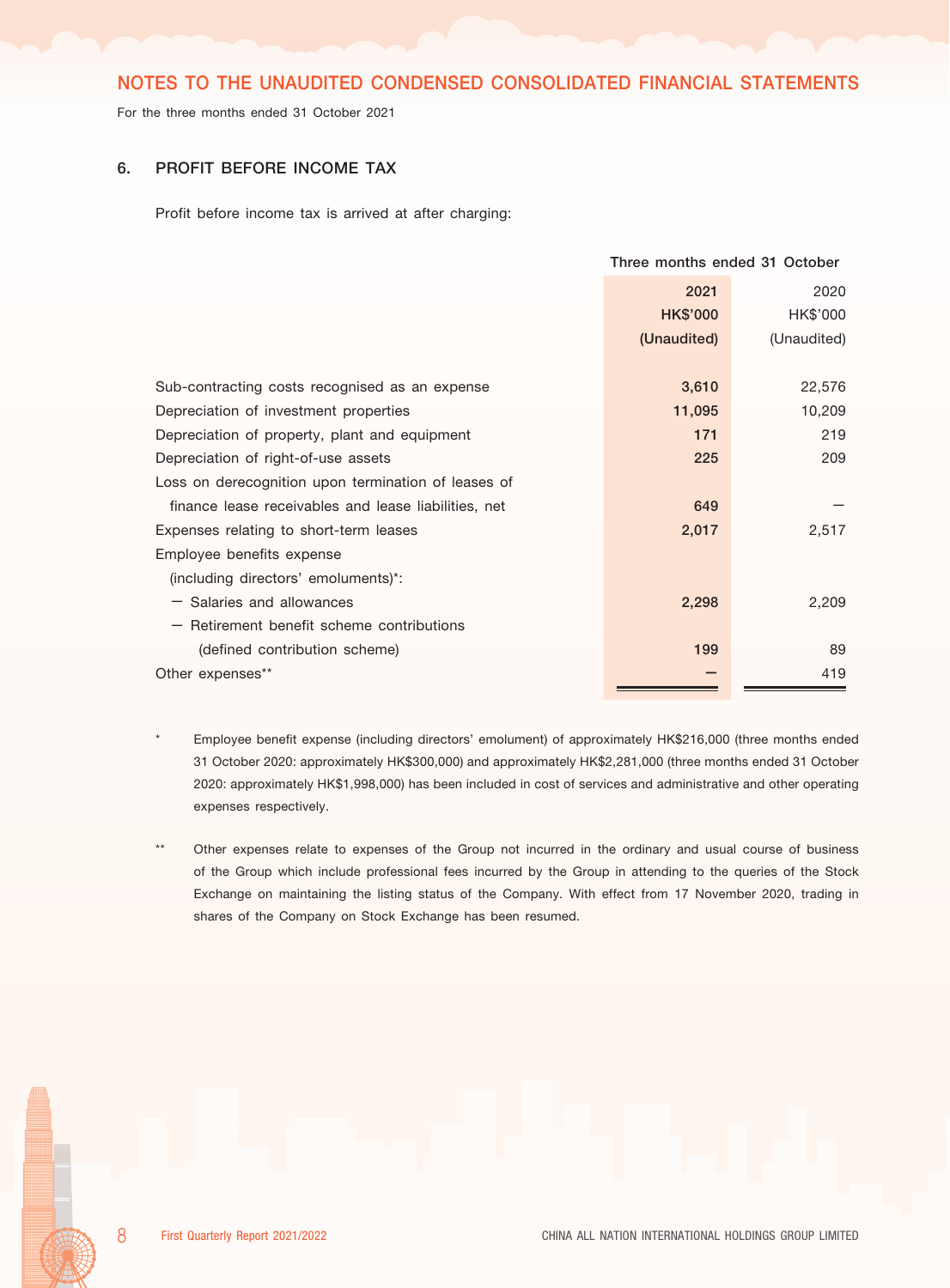# NOTES TO THE UNAUDITED CONDENSED CONSOLIDATED FINANCIAL STATEMENTS

For the three months ended 31 October 2021

## 6. PROFIT BEFORE INCOME TAX

Profit before income tax is arrived at after charging:

| | Three months ended 31 October | |
|---|---|---|
| | **2021** | 2020 |
| | **HK$'000** | HK$'000 |
| | **(Unaudited)** | (Unaudited) |
| Sub-contracting costs recognised as an expense | **3,610** | 22,576 |
| Depreciation of investment properties | **11,095** | 10,209 |
| Depreciation of property, plant and equipment | **171** | 219 |
| Depreciation of right-of-use assets | **225** | 209 |
| Loss on derecognition upon termination of leases of finance lease receivables and lease liabilities, net | **649** | — |
| Expenses relating to short-term leases | **2,017** | 2,517 |
| Employee benefits expense (including directors' emoluments)*: | | |
| — Salaries and allowances | **2,298** | 2,209 |
| — Retirement benefit scheme contributions (defined contribution scheme) | **199** | 89 |
| Other expenses** | **—** | 419 |

\* Employee benefit expense (including directors' emolument) of approximately HK$216,000 (three months ended 31 October 2020: approximately HK$300,000) and approximately HK$2,281,000 (three months ended 31 October 2020: approximately HK$1,998,000) has been included in cost of services and administrative and other operating expenses respectively.

** Other expenses relate to expenses of the Group not incurred in the ordinary and usual course of business of the Group which include professional fees incurred by the Group in attending to the queries of the Stock Exchange on maintaining the listing status of the Company. With effect from 17 November 2020, trading in shares of the Company on Stock Exchange has been resumed.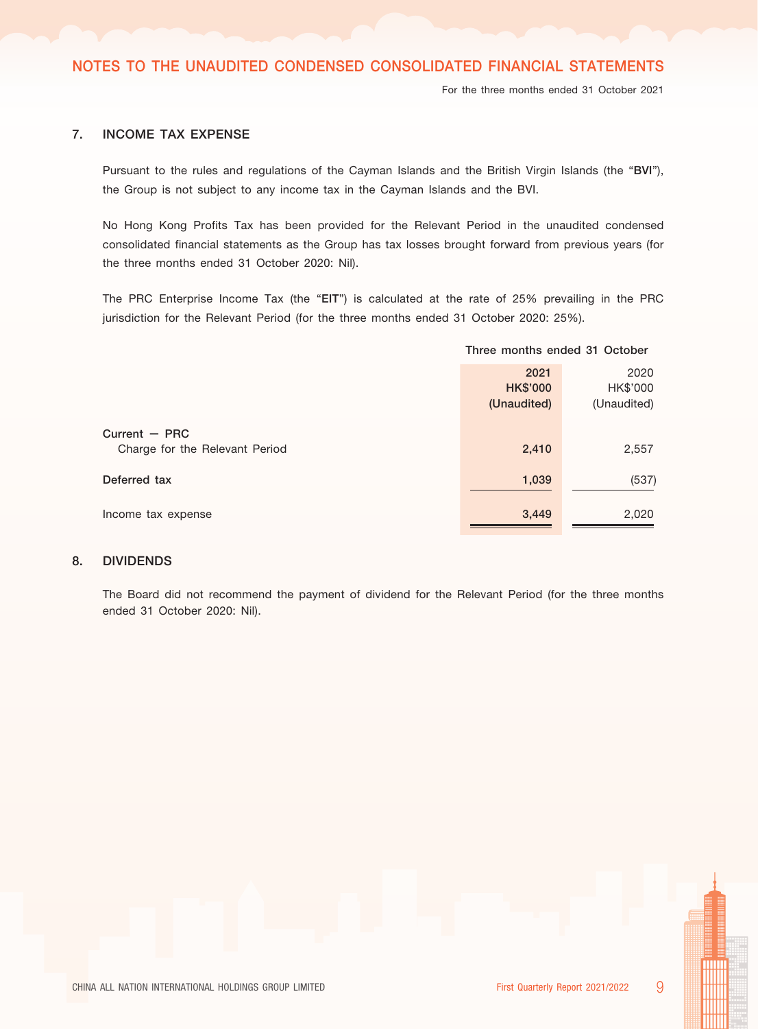# NOTES TO THE UNAUDITED CONDENSED CONSOLIDATED FINANCIAL STATEMENTS

For the three months ended 31 October 2021

## 7. INCOME TAX EXPENSE

Pursuant to the rules and regulations of the Cayman Islands and the British Virgin Islands (the "**BVI**"), the Group is not subject to any income tax in the Cayman Islands and the BVI.

No Hong Kong Profits Tax has been provided for the Relevant Period in the unaudited condensed consolidated financial statements as the Group has tax losses brought forward from previous years (for the three months ended 31 October 2020: Nil).

The PRC Enterprise Income Tax (the "**EIT**") is calculated at the rate of 25% prevailing in the PRC jurisdiction for the Relevant Period (for the three months ended 31 October 2020: 25%).

| | **Three months ended 31 October** | |
|---|---|---|
| | **2021** | 2020 |
| | **HK$'000** | HK$'000 |
| | **(Unaudited)** | (Unaudited) |
| **Current — PRC** | | |
| Charge for the Relevant Period | **2,410** | 2,557 |
| **Deferred tax** | **1,039** | (537) |
| Income tax expense | **3,449** | 2,020 |

## 8. DIVIDENDS

The Board did not recommend the payment of dividend for the Relevant Period (for the three months ended 31 October 2020: Nil).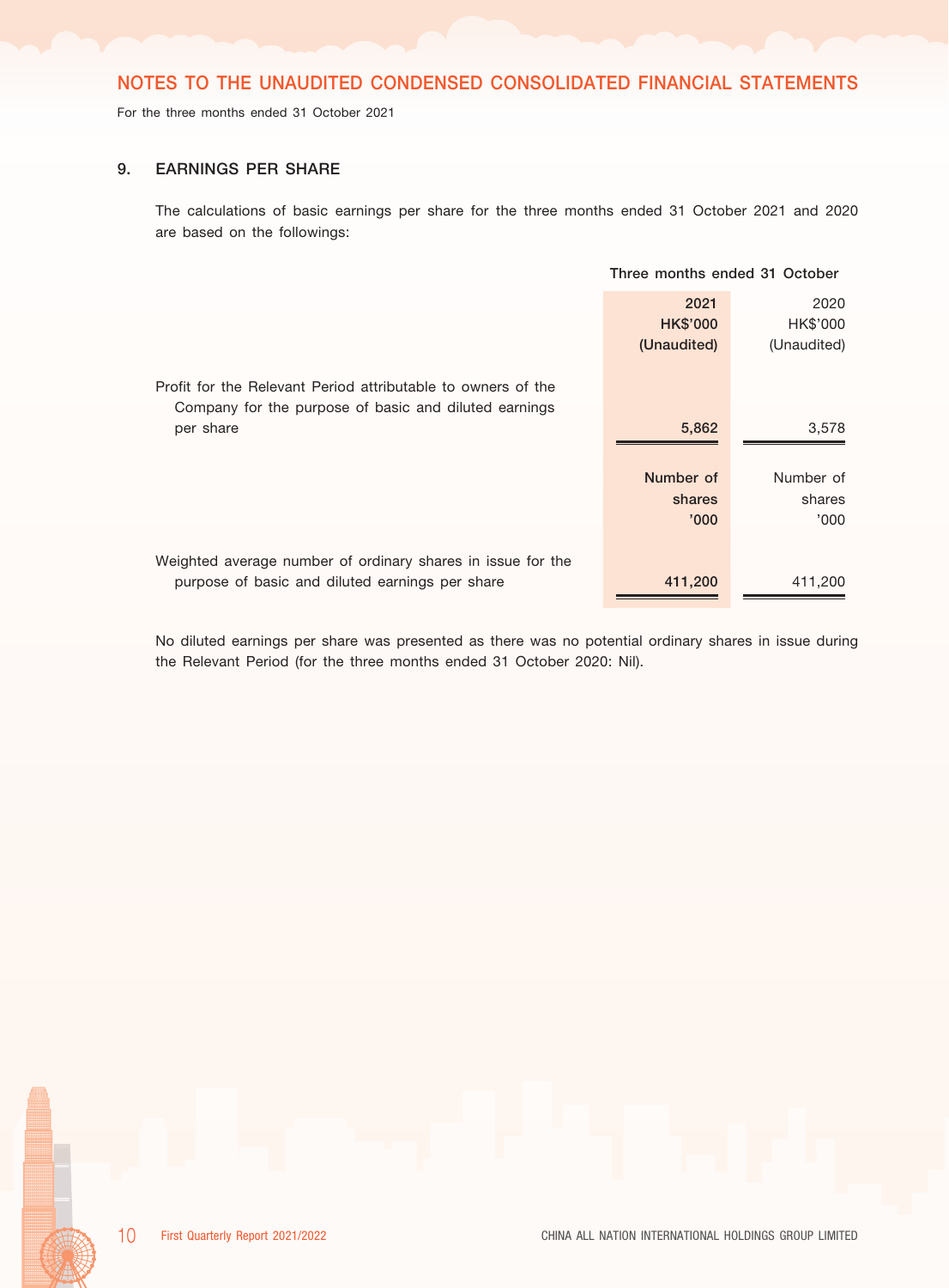## NOTES TO THE UNAUDITED CONDENSED CONSOLIDATED FINANCIAL STATEMENTS

For the three months ended 31 October 2021

### 9. EARNINGS PER SHARE

The calculations of basic earnings per share for the three months ended 31 October 2021 and 2020 are based on the followings:

| | Three months ended 31 October | |
|---|---|---|
| | **2021** | 2020 |
| | **HK$'000** | HK$'000 |
| | **(Unaudited)** | (Unaudited) |
| Profit for the Relevant Period attributable to owners of the Company for the purpose of basic and diluted earnings per share | **5,862** | 3,578 |
| | **Number of shares '000** | Number of shares '000 |
| Weighted average number of ordinary shares in issue for the purpose of basic and diluted earnings per share | **411,200** | 411,200 |

No diluted earnings per share was presented as there was no potential ordinary shares in issue during the Relevant Period (for the three months ended 31 October 2020: Nil).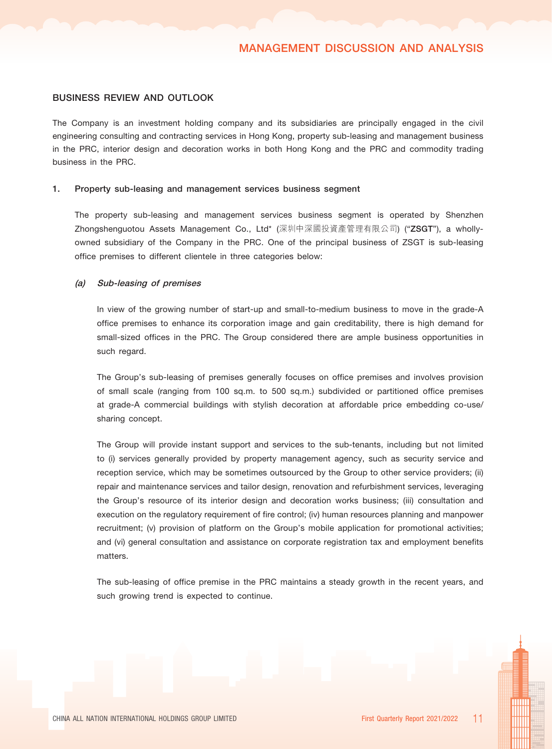## BUSINESS REVIEW AND OUTLOOK

The Company is an investment holding company and its subsidiaries are principally engaged in the civil engineering consulting and contracting services in Hong Kong, property sub-leasing and management business in the PRC, interior design and decoration works in both Hong Kong and the PRC and commodity trading business in the PRC.

### 1. Property sub-leasing and management services business segment

The property sub-leasing and management services business segment is operated by Shenzhen Zhongshenguotou Assets Management Co., Ltd* (深圳中深國投資產管理有限公司) ("**ZSGT**"), a wholly-owned subsidiary of the Company in the PRC. One of the principal business of ZSGT is sub-leasing office premises to different clientele in three categories below:

#### *(a) Sub-leasing of premises*

In view of the growing number of start-up and small-to-medium business to move in the grade-A office premises to enhance its corporation image and gain creditability, there is high demand for small-sized offices in the PRC. The Group considered there are ample business opportunities in such regard.

The Group's sub-leasing of premises generally focuses on office premises and involves provision of small scale (ranging from 100 sq.m. to 500 sq.m.) subdivided or partitioned office premises at grade-A commercial buildings with stylish decoration at affordable price embedding co-use/sharing concept.

The Group will provide instant support and services to the sub-tenants, including but not limited to (i) services generally provided by property management agency, such as security service and reception service, which may be sometimes outsourced by the Group to other service providers; (ii) repair and maintenance services and tailor design, renovation and refurbishment services, leveraging the Group's resource of its interior design and decoration works business; (iii) consultation and execution on the regulatory requirement of fire control; (iv) human resources planning and manpower recruitment; (v) provision of platform on the Group's mobile application for promotional activities; and (vi) general consultation and assistance on corporate registration tax and employment benefits matters.

The sub-leasing of office premise in the PRC maintains a steady growth in the recent years, and such growing trend is expected to continue.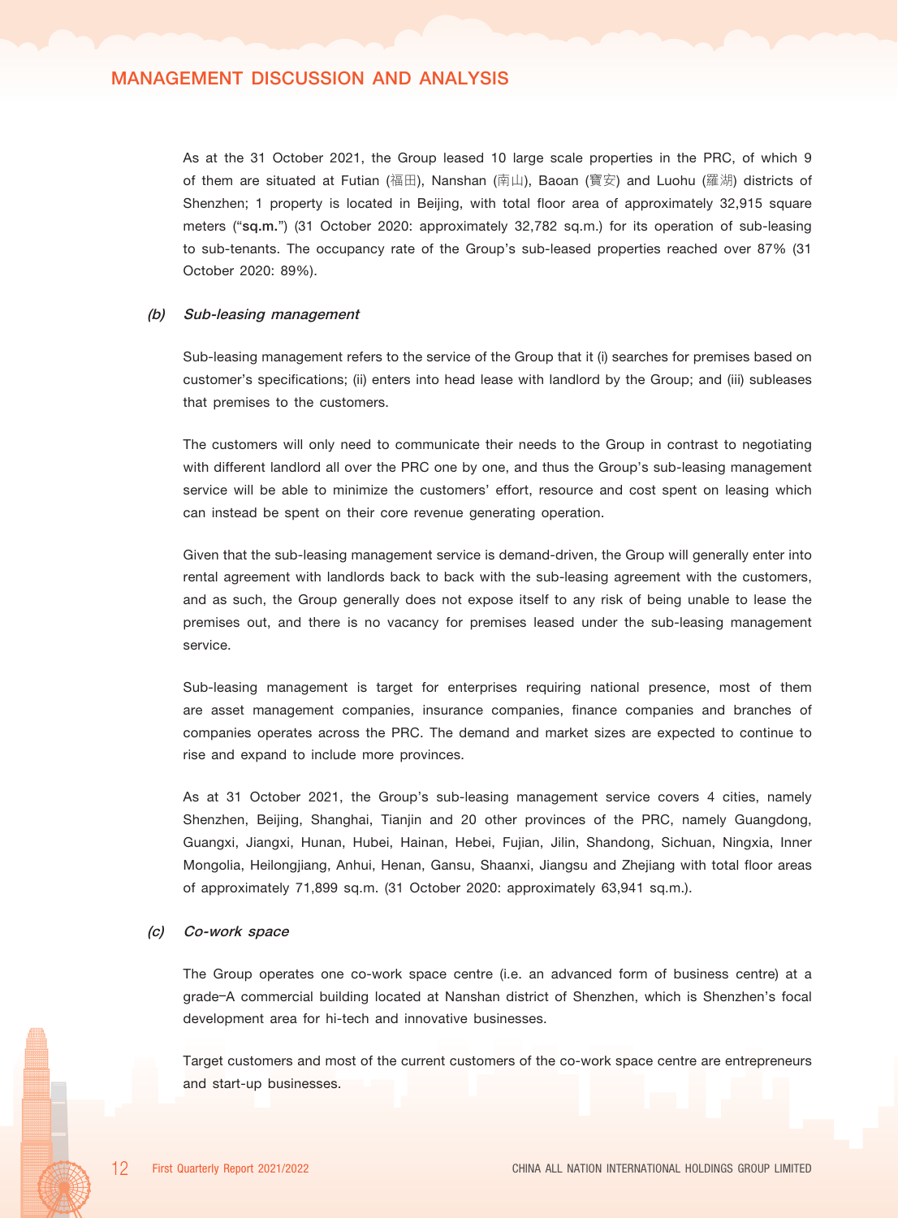As at the 31 October 2021, the Group leased 10 large scale properties in the PRC, of which 9 of them are situated at Futian (福田), Nanshan (南山), Baoan (寶安) and Luohu (羅湖) districts of Shenzhen; 1 property is located in Beijing, with total floor area of approximately 32,915 square meters ("**sq.m.**") (31 October 2020: approximately 32,782 sq.m.) for its operation of sub-leasing to sub-tenants. The occupancy rate of the Group's sub-leased properties reached over 87% (31 October 2020: 89%).

*(b) Sub-leasing management*

Sub-leasing management refers to the service of the Group that it (i) searches for premises based on customer's specifications; (ii) enters into head lease with landlord by the Group; and (iii) subleases that premises to the customers.

The customers will only need to communicate their needs to the Group in contrast to negotiating with different landlord all over the PRC one by one, and thus the Group's sub-leasing management service will be able to minimize the customers' effort, resource and cost spent on leasing which can instead be spent on their core revenue generating operation.

Given that the sub-leasing management service is demand-driven, the Group will generally enter into rental agreement with landlords back to back with the sub-leasing agreement with the customers, and as such, the Group generally does not expose itself to any risk of being unable to lease the premises out, and there is no vacancy for premises leased under the sub-leasing management service.

Sub-leasing management is target for enterprises requiring national presence, most of them are asset management companies, insurance companies, finance companies and branches of companies operates across the PRC. The demand and market sizes are expected to continue to rise and expand to include more provinces.

As at 31 October 2021, the Group's sub-leasing management service covers 4 cities, namely Shenzhen, Beijing, Shanghai, Tianjin and 20 other provinces of the PRC, namely Guangdong, Guangxi, Jiangxi, Hunan, Hubei, Hainan, Hebei, Fujian, Jilin, Shandong, Sichuan, Ningxia, Inner Mongolia, Heilongjiang, Anhui, Henan, Gansu, Shaanxi, Jiangsu and Zhejiang with total floor areas of approximately 71,899 sq.m. (31 October 2020: approximately 63,941 sq.m.).

*(c) Co-work space*

The Group operates one co-work space centre (i.e. an advanced form of business centre) at a grade-A commercial building located at Nanshan district of Shenzhen, which is Shenzhen's focal development area for hi-tech and innovative businesses.

Target customers and most of the current customers of the co-work space centre are entrepreneurs and start-up businesses.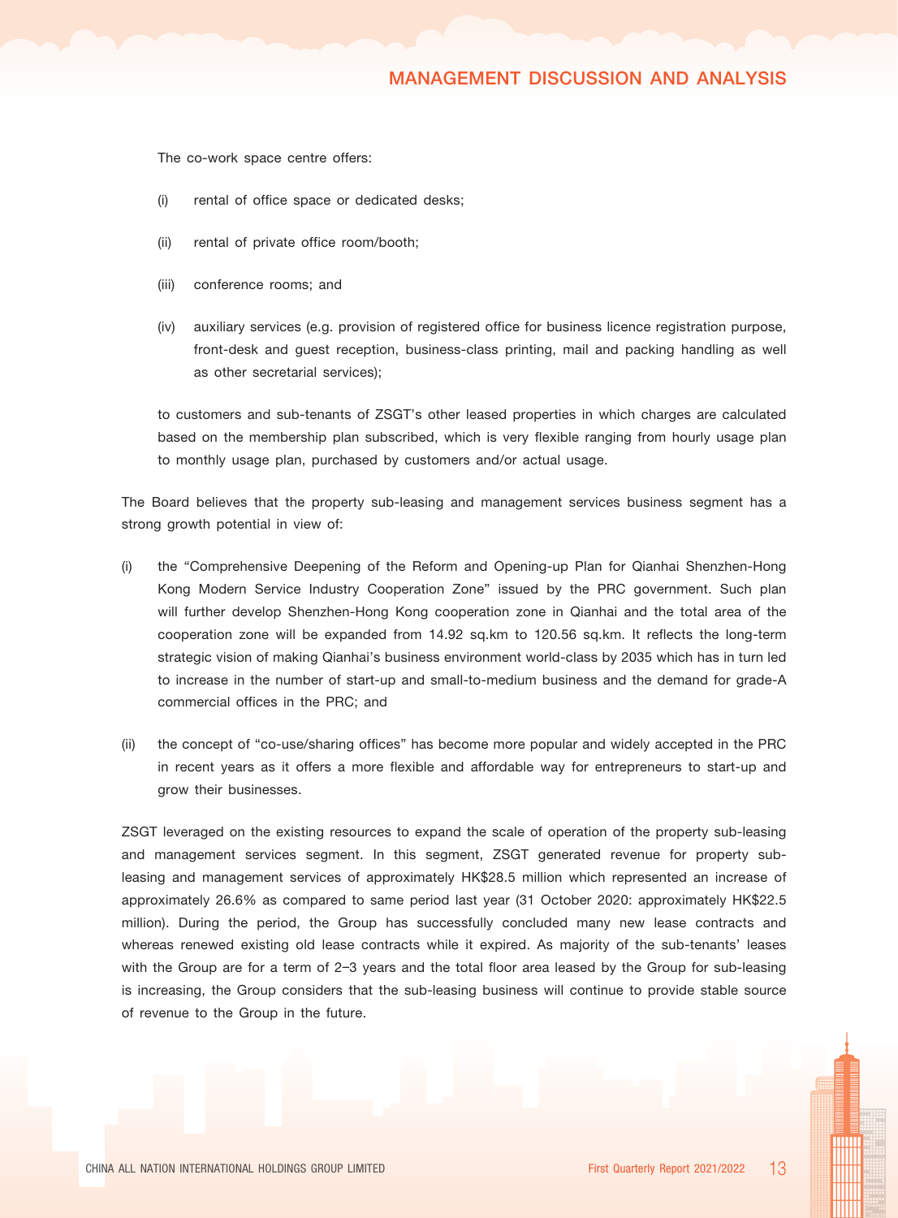The co-work space centre offers:

(i) rental of office space or dedicated desks;

(ii) rental of private office room/booth;

(iii) conference rooms; and

(iv) auxiliary services (e.g. provision of registered office for business licence registration purpose, front-desk and guest reception, business-class printing, mail and packing handling as well as other secretarial services);

to customers and sub-tenants of ZSGT's other leased properties in which charges are calculated based on the membership plan subscribed, which is very flexible ranging from hourly usage plan to monthly usage plan, purchased by customers and/or actual usage.

The Board believes that the property sub-leasing and management services business segment has a strong growth potential in view of:

(i) the "Comprehensive Deepening of the Reform and Opening-up Plan for Qianhai Shenzhen-Hong Kong Modern Service Industry Cooperation Zone" issued by the PRC government. Such plan will further develop Shenzhen-Hong Kong cooperation zone in Qianhai and the total area of the cooperation zone will be expanded from 14.92 sq.km to 120.56 sq.km. It reflects the long-term strategic vision of making Qianhai's business environment world-class by 2035 which has in turn led to increase in the number of start-up and small-to-medium business and the demand for grade-A commercial offices in the PRC; and

(ii) the concept of "co-use/sharing offices" has become more popular and widely accepted in the PRC in recent years as it offers a more flexible and affordable way for entrepreneurs to start-up and grow their businesses.

ZSGT leveraged on the existing resources to expand the scale of operation of the property sub-leasing and management services segment. In this segment, ZSGT generated revenue for property sub-leasing and management services of approximately HK$28.5 million which represented an increase of approximately 26.6% as compared to same period last year (31 October 2020: approximately HK$22.5 million). During the period, the Group has successfully concluded many new lease contracts and whereas renewed existing old lease contracts while it expired. As majority of the sub-tenants' leases with the Group are for a term of 2–3 years and the total floor area leased by the Group for sub-leasing is increasing, the Group considers that the sub-leasing business will continue to provide stable source of revenue to the Group in the future.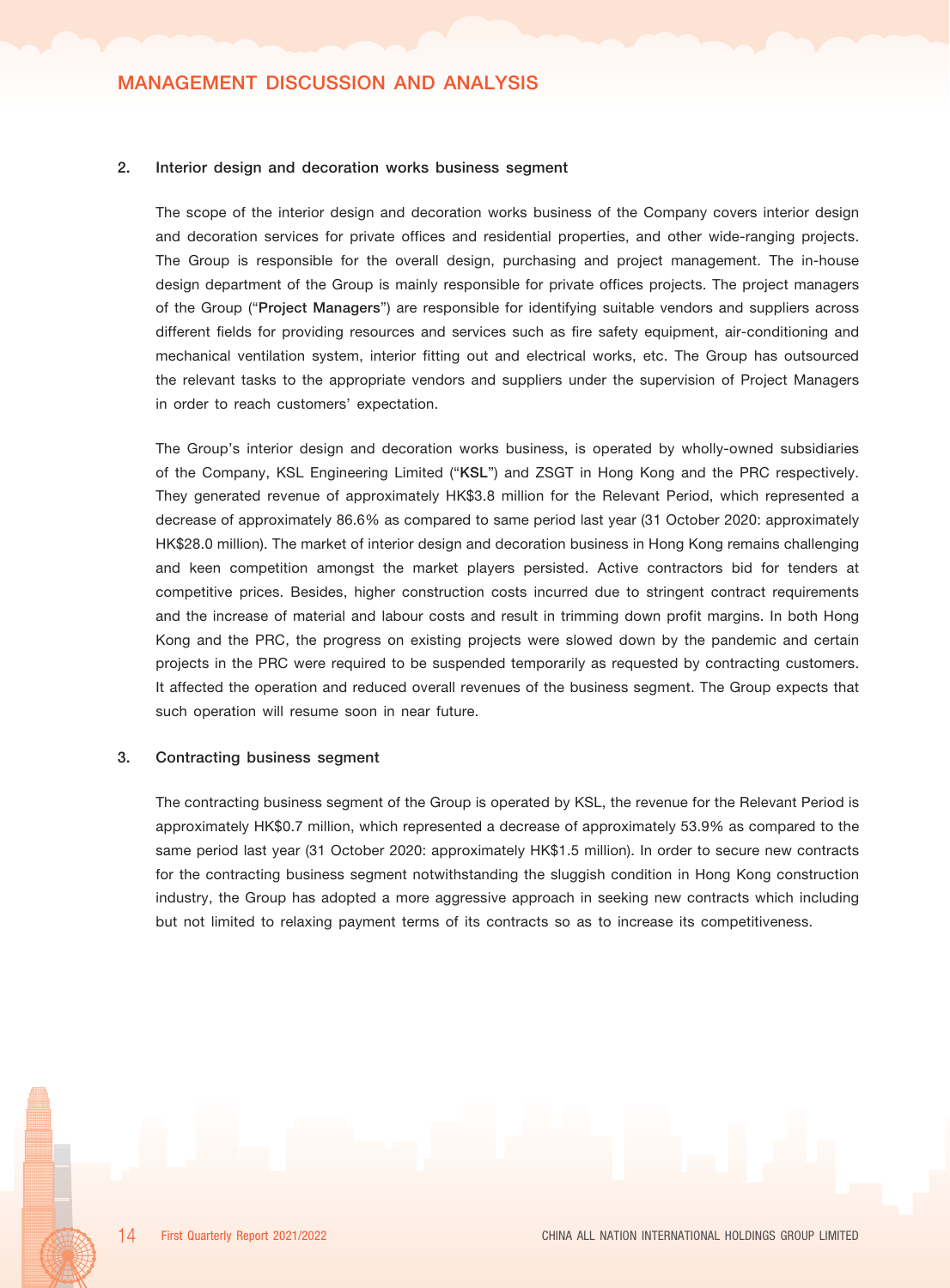### 2. Interior design and decoration works business segment

The scope of the interior design and decoration works business of the Company covers interior design and decoration services for private offices and residential properties, and other wide-ranging projects. The Group is responsible for the overall design, purchasing and project management. The in-house design department of the Group is mainly responsible for private offices projects. The project managers of the Group ("**Project Managers**") are responsible for identifying suitable vendors and suppliers across different fields for providing resources and services such as fire safety equipment, air-conditioning and mechanical ventilation system, interior fitting out and electrical works, etc. The Group has outsourced the relevant tasks to the appropriate vendors and suppliers under the supervision of Project Managers in order to reach customers' expectation.

The Group's interior design and decoration works business, is operated by wholly-owned subsidiaries of the Company, KSL Engineering Limited ("**KSL**") and ZSGT in Hong Kong and the PRC respectively. They generated revenue of approximately HK$3.8 million for the Relevant Period, which represented a decrease of approximately 86.6% as compared to same period last year (31 October 2020: approximately HK$28.0 million). The market of interior design and decoration business in Hong Kong remains challenging and keen competition amongst the market players persisted. Active contractors bid for tenders at competitive prices. Besides, higher construction costs incurred due to stringent contract requirements and the increase of material and labour costs and result in trimming down profit margins. In both Hong Kong and the PRC, the progress on existing projects were slowed down by the pandemic and certain projects in the PRC were required to be suspended temporarily as requested by contracting customers. It affected the operation and reduced overall revenues of the business segment. The Group expects that such operation will resume soon in near future.

### 3. Contracting business segment

The contracting business segment of the Group is operated by KSL, the revenue for the Relevant Period is approximately HK$0.7 million, which represented a decrease of approximately 53.9% as compared to the same period last year (31 October 2020: approximately HK$1.5 million). In order to secure new contracts for the contracting business segment notwithstanding the sluggish condition in Hong Kong construction industry, the Group has adopted a more aggressive approach in seeking new contracts which including but not limited to relaxing payment terms of its contracts so as to increase its competitiveness.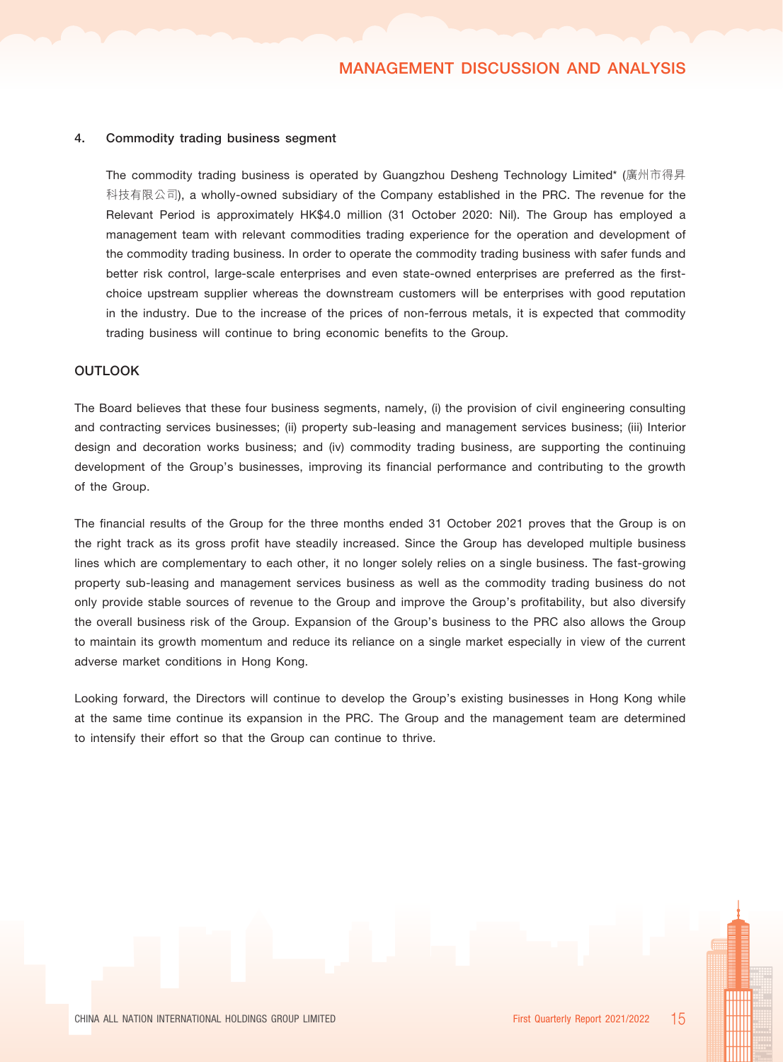### 4. Commodity trading business segment

The commodity trading business is operated by Guangzhou Desheng Technology Limited* (廣州市得昇科技有限公司), a wholly-owned subsidiary of the Company established in the PRC. The revenue for the Relevant Period is approximately HK$4.0 million (31 October 2020: Nil). The Group has employed a management team with relevant commodities trading experience for the operation and development of the commodity trading business. In order to operate the commodity trading business with safer funds and better risk control, large-scale enterprises and even state-owned enterprises are preferred as the first-choice upstream supplier whereas the downstream customers will be enterprises with good reputation in the industry. Due to the increase of the prices of non-ferrous metals, it is expected that commodity trading business will continue to bring economic benefits to the Group.

## OUTLOOK

The Board believes that these four business segments, namely, (i) the provision of civil engineering consulting and contracting services businesses; (ii) property sub-leasing and management services business; (iii) Interior design and decoration works business; and (iv) commodity trading business, are supporting the continuing development of the Group's businesses, improving its financial performance and contributing to the growth of the Group.

The financial results of the Group for the three months ended 31 October 2021 proves that the Group is on the right track as its gross profit have steadily increased. Since the Group has developed multiple business lines which are complementary to each other, it no longer solely relies on a single business. The fast-growing property sub-leasing and management services business as well as the commodity trading business do not only provide stable sources of revenue to the Group and improve the Group's profitability, but also diversify the overall business risk of the Group. Expansion of the Group's business to the PRC also allows the Group to maintain its growth momentum and reduce its reliance on a single market especially in view of the current adverse market conditions in Hong Kong.

Looking forward, the Directors will continue to develop the Group's existing businesses in Hong Kong while at the same time continue its expansion in the PRC. The Group and the management team are determined to intensify their effort so that the Group can continue to thrive.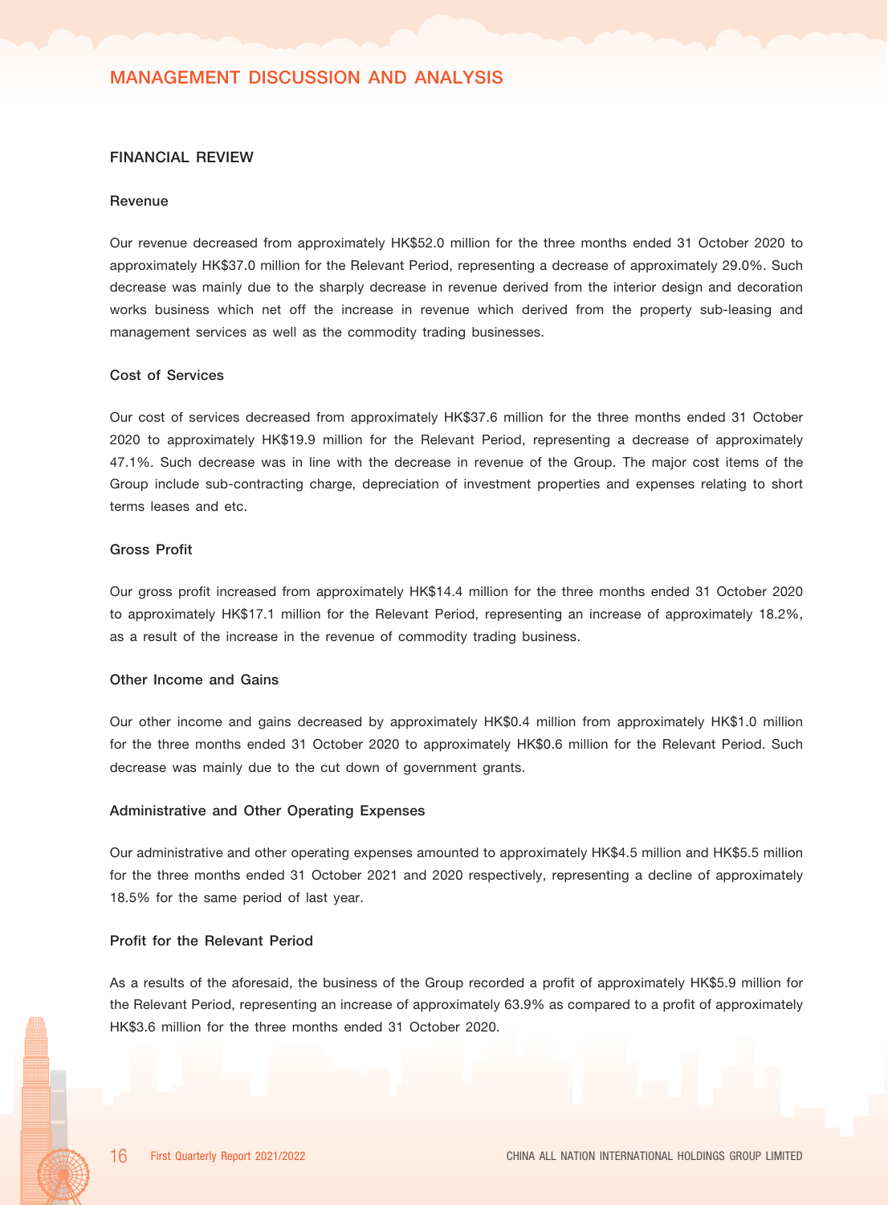## MANAGEMENT DISCUSSION AND ANALYSIS

### FINANCIAL REVIEW

#### Revenue

Our revenue decreased from approximately HK$52.0 million for the three months ended 31 October 2020 to approximately HK$37.0 million for the Relevant Period, representing a decrease of approximately 29.0%. Such decrease was mainly due to the sharply decrease in revenue derived from the interior design and decoration works business which net off the increase in revenue which derived from the property sub-leasing and management services as well as the commodity trading businesses.

#### Cost of Services

Our cost of services decreased from approximately HK$37.6 million for the three months ended 31 October 2020 to approximately HK$19.9 million for the Relevant Period, representing a decrease of approximately 47.1%. Such decrease was in line with the decrease in revenue of the Group. The major cost items of the Group include sub-contracting charge, depreciation of investment properties and expenses relating to short terms leases and etc.

#### Gross Profit

Our gross profit increased from approximately HK$14.4 million for the three months ended 31 October 2020 to approximately HK$17.1 million for the Relevant Period, representing an increase of approximately 18.2%, as a result of the increase in the revenue of commodity trading business.

#### Other Income and Gains

Our other income and gains decreased by approximately HK$0.4 million from approximately HK$1.0 million for the three months ended 31 October 2020 to approximately HK$0.6 million for the Relevant Period. Such decrease was mainly due to the cut down of government grants.

#### Administrative and Other Operating Expenses

Our administrative and other operating expenses amounted to approximately HK$4.5 million and HK$5.5 million for the three months ended 31 October 2021 and 2020 respectively, representing a decline of approximately 18.5% for the same period of last year.

#### Profit for the Relevant Period

As a results of the aforesaid, the business of the Group recorded a profit of approximately HK$5.9 million for the Relevant Period, representing an increase of approximately 63.9% as compared to a profit of approximately HK$3.6 million for the three months ended 31 October 2020.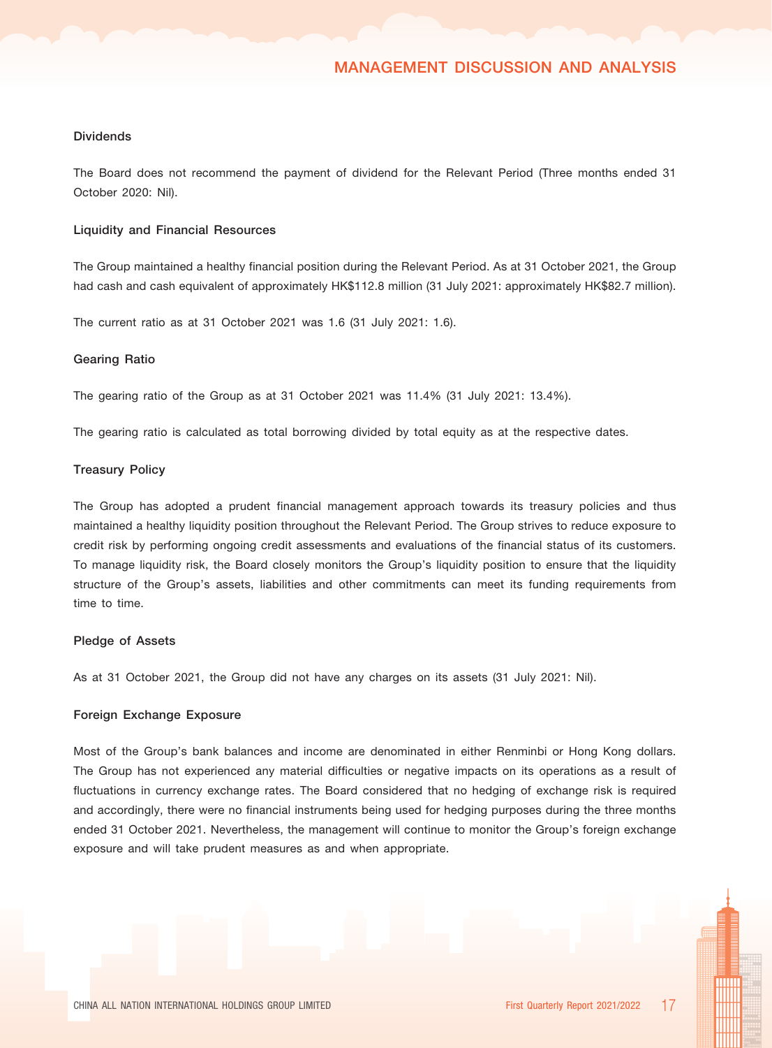### Dividends

The Board does not recommend the payment of dividend for the Relevant Period (Three months ended 31 October 2020: Nil).

### Liquidity and Financial Resources

The Group maintained a healthy financial position during the Relevant Period. As at 31 October 2021, the Group had cash and cash equivalent of approximately HK$112.8 million (31 July 2021: approximately HK$82.7 million).

The current ratio as at 31 October 2021 was 1.6 (31 July 2021: 1.6).

### Gearing Ratio

The gearing ratio of the Group as at 31 October 2021 was 11.4% (31 July 2021: 13.4%).

The gearing ratio is calculated as total borrowing divided by total equity as at the respective dates.

### Treasury Policy

The Group has adopted a prudent financial management approach towards its treasury policies and thus maintained a healthy liquidity position throughout the Relevant Period. The Group strives to reduce exposure to credit risk by performing ongoing credit assessments and evaluations of the financial status of its customers. To manage liquidity risk, the Board closely monitors the Group's liquidity position to ensure that the liquidity structure of the Group's assets, liabilities and other commitments can meet its funding requirements from time to time.

### Pledge of Assets

As at 31 October 2021, the Group did not have any charges on its assets (31 July 2021: Nil).

### Foreign Exchange Exposure

Most of the Group's bank balances and income are denominated in either Renminbi or Hong Kong dollars. The Group has not experienced any material difficulties or negative impacts on its operations as a result of fluctuations in currency exchange rates. The Board considered that no hedging of exchange risk is required and accordingly, there were no financial instruments being used for hedging purposes during the three months ended 31 October 2021. Nevertheless, the management will continue to monitor the Group's foreign exchange exposure and will take prudent measures as and when appropriate.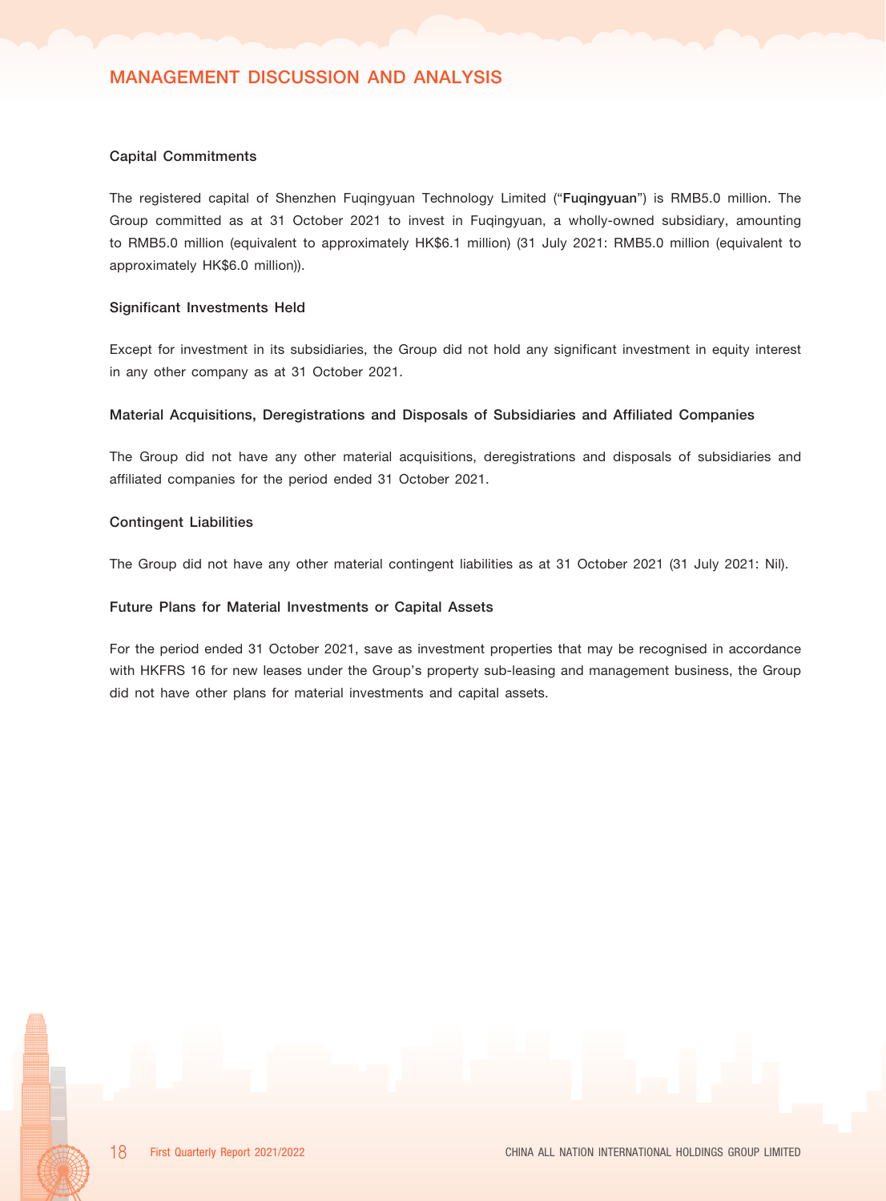### Capital Commitments

The registered capital of Shenzhen Fuqingyuan Technology Limited ("**Fuqingyuan**") is RMB5.0 million. The Group committed as at 31 October 2021 to invest in Fuqingyuan, a wholly-owned subsidiary, amounting to RMB5.0 million (equivalent to approximately HK$6.1 million) (31 July 2021: RMB5.0 million (equivalent to approximately HK$6.0 million)).

### Significant Investments Held

Except for investment in its subsidiaries, the Group did not hold any significant investment in equity interest in any other company as at 31 October 2021.

### Material Acquisitions, Deregistrations and Disposals of Subsidiaries and Affiliated Companies

The Group did not have any other material acquisitions, deregistrations and disposals of subsidiaries and affiliated companies for the period ended 31 October 2021.

### Contingent Liabilities

The Group did not have any other material contingent liabilities as at 31 October 2021 (31 July 2021: Nil).

### Future Plans for Material Investments or Capital Assets

For the period ended 31 October 2021, save as investment properties that may be recognised in accordance with HKFRS 16 for new leases under the Group's property sub-leasing and management business, the Group did not have other plans for material investments and capital assets.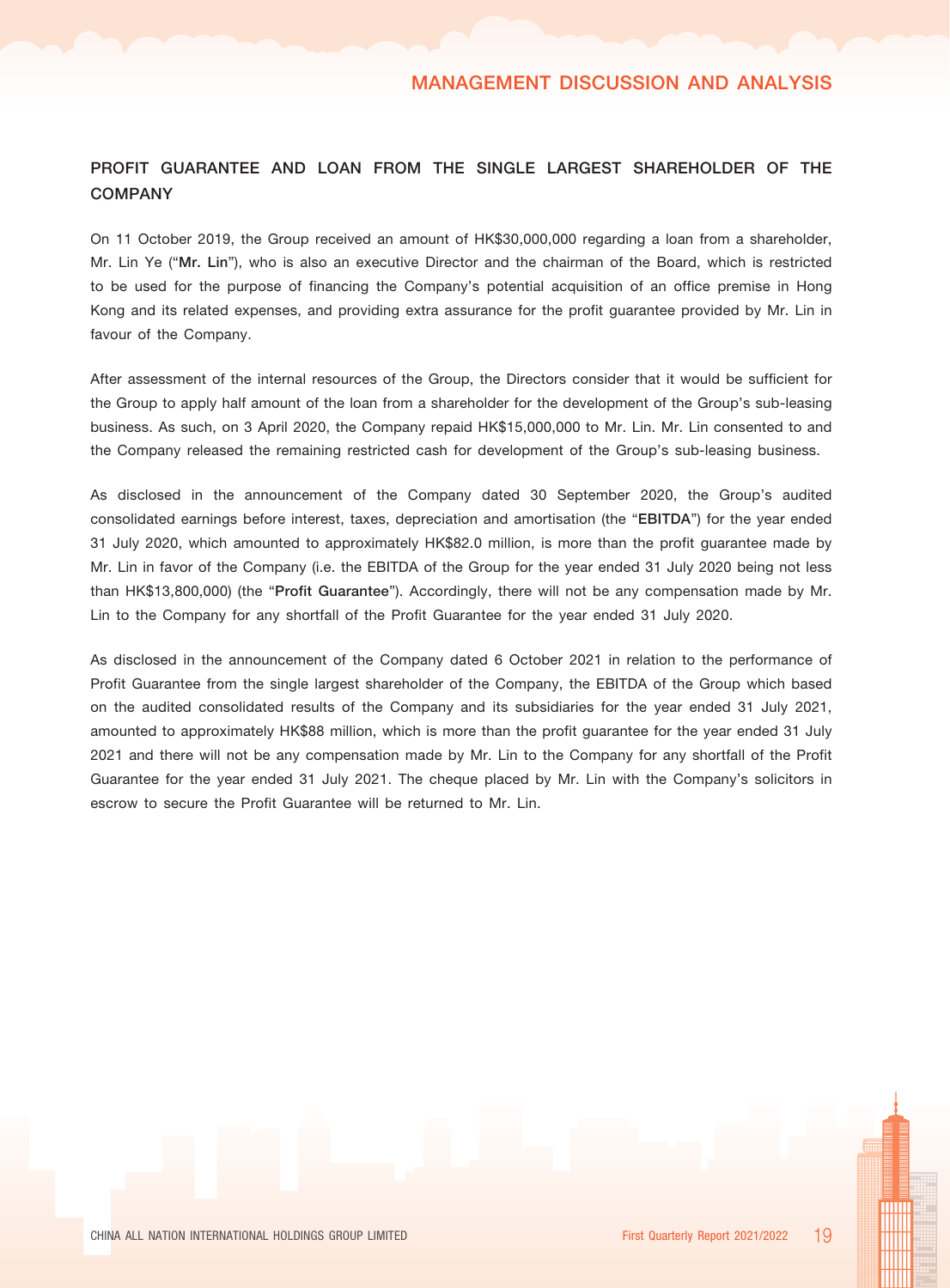## PROFIT GUARANTEE AND LOAN FROM THE SINGLE LARGEST SHAREHOLDER OF THE COMPANY

On 11 October 2019, the Group received an amount of HK$30,000,000 regarding a loan from a shareholder, Mr. Lin Ye ("**Mr. Lin**"), who is also an executive Director and the chairman of the Board, which is restricted to be used for the purpose of financing the Company's potential acquisition of an office premise in Hong Kong and its related expenses, and providing extra assurance for the profit guarantee provided by Mr. Lin in favour of the Company.

After assessment of the internal resources of the Group, the Directors consider that it would be sufficient for the Group to apply half amount of the loan from a shareholder for the development of the Group's sub-leasing business. As such, on 3 April 2020, the Company repaid HK$15,000,000 to Mr. Lin. Mr. Lin consented to and the Company released the remaining restricted cash for development of the Group's sub-leasing business.

As disclosed in the announcement of the Company dated 30 September 2020, the Group's audited consolidated earnings before interest, taxes, depreciation and amortisation (the "**EBITDA**") for the year ended 31 July 2020, which amounted to approximately HK$82.0 million, is more than the profit guarantee made by Mr. Lin in favor of the Company (i.e. the EBITDA of the Group for the year ended 31 July 2020 being not less than HK$13,800,000) (the "**Profit Guarantee**"). Accordingly, there will not be any compensation made by Mr. Lin to the Company for any shortfall of the Profit Guarantee for the year ended 31 July 2020.

As disclosed in the announcement of the Company dated 6 October 2021 in relation to the performance of Profit Guarantee from the single largest shareholder of the Company, the EBITDA of the Group which based on the audited consolidated results of the Company and its subsidiaries for the year ended 31 July 2021, amounted to approximately HK$88 million, which is more than the profit guarantee for the year ended 31 July 2021 and there will not be any compensation made by Mr. Lin to the Company for any shortfall of the Profit Guarantee for the year ended 31 July 2021. The cheque placed by Mr. Lin with the Company's solicitors in escrow to secure the Profit Guarantee will be returned to Mr. Lin.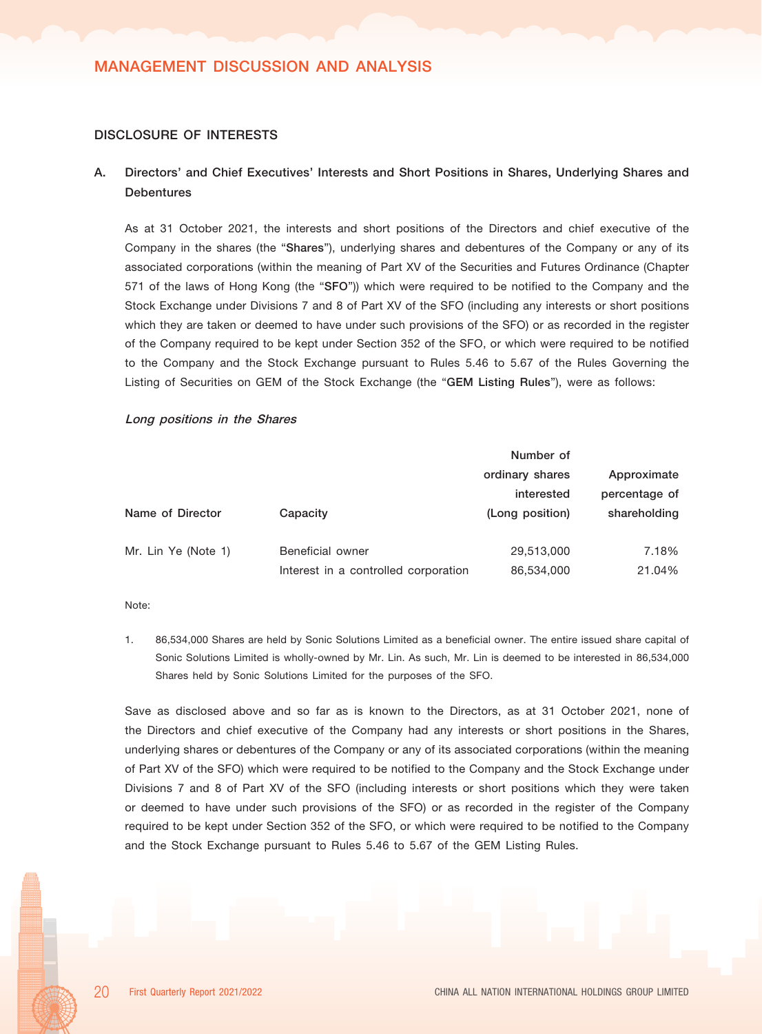## DISCLOSURE OF INTERESTS

### A. Directors' and Chief Executives' Interests and Short Positions in Shares, Underlying Shares and Debentures

As at 31 October 2021, the interests and short positions of the Directors and chief executive of the Company in the shares (the "**Shares**"), underlying shares and debentures of the Company or any of its associated corporations (within the meaning of Part XV of the Securities and Futures Ordinance (Chapter 571 of the laws of Hong Kong (the "**SFO**")) which were required to be notified to the Company and the Stock Exchange under Divisions 7 and 8 of Part XV of the SFO (including any interests or short positions which they are taken or deemed to have under such provisions of the SFO) or as recorded in the register of the Company required to be kept under Section 352 of the SFO, or which were required to be notified to the Company and the Stock Exchange pursuant to Rules 5.46 to 5.67 of the Rules Governing the Listing of Securities on GEM of the Stock Exchange (the "**GEM Listing Rules**"), were as follows:

*Long positions in the Shares*

| Name of Director | Capacity | Number of ordinary shares interested (Long position) | Approximate percentage of shareholding |
|---|---|---|---|
| Mr. Lin Ye (Note 1) | Beneficial owner | 29,513,000 | 7.18% |
| | Interest in a controlled corporation | 86,534,000 | 21.04% |

Note:

1. 86,534,000 Shares are held by Sonic Solutions Limited as a beneficial owner. The entire issued share capital of Sonic Solutions Limited is wholly-owned by Mr. Lin. As such, Mr. Lin is deemed to be interested in 86,534,000 Shares held by Sonic Solutions Limited for the purposes of the SFO.

Save as disclosed above and so far as is known to the Directors, as at 31 October 2021, none of the Directors and chief executive of the Company had any interests or short positions in the Shares, underlying shares or debentures of the Company or any of its associated corporations (within the meaning of Part XV of the SFO) which were required to be notified to the Company and the Stock Exchange under Divisions 7 and 8 of Part XV of the SFO (including interests or short positions which they were taken or deemed to have under such provisions of the SFO) or as recorded in the register of the Company required to be kept under Section 352 of the SFO, or which were required to be notified to the Company and the Stock Exchange pursuant to Rules 5.46 to 5.67 of the GEM Listing Rules.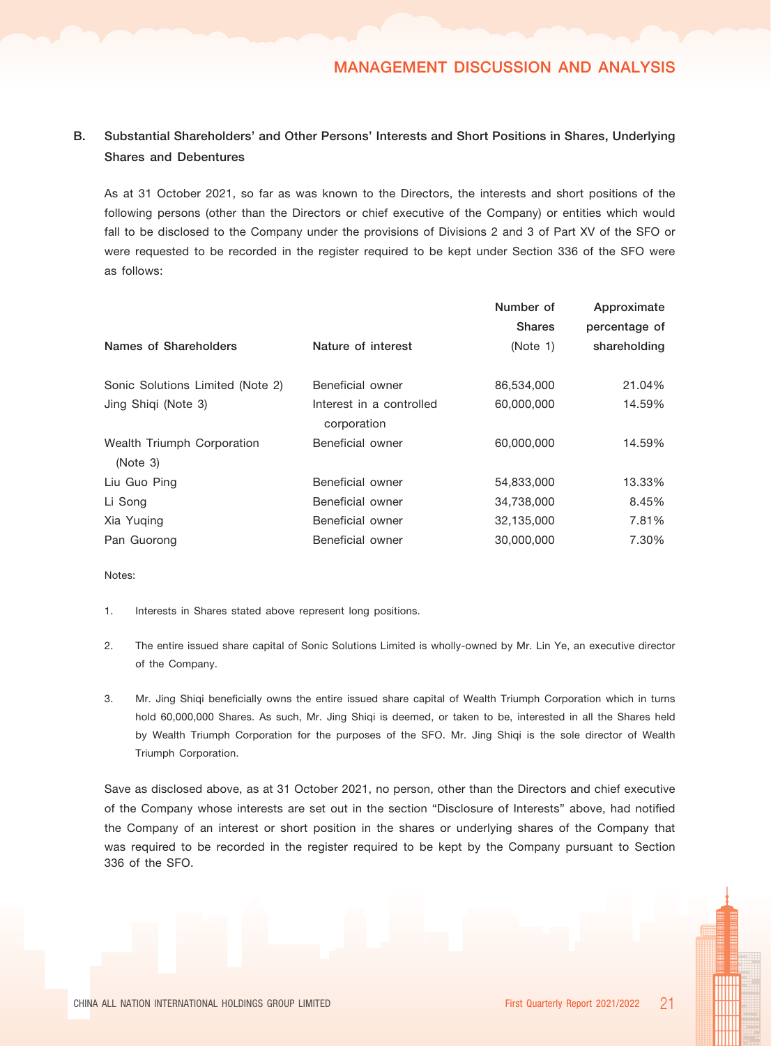## B. Substantial Shareholders' and Other Persons' Interests and Short Positions in Shares, Underlying Shares and Debentures

As at 31 October 2021, so far as was known to the Directors, the interests and short positions of the following persons (other than the Directors or chief executive of the Company) or entities which would fall to be disclosed to the Company under the provisions of Divisions 2 and 3 of Part XV of the SFO or were requested to be recorded in the register required to be kept under Section 336 of the SFO were as follows:

| Names of Shareholders | Nature of interest | Number of Shares (Note 1) | Approximate percentage of shareholding |
|---|---|---|---|
| Sonic Solutions Limited (Note 2) | Beneficial owner | 86,534,000 | 21.04% |
| Jing Shiqi (Note 3) | Interest in a controlled corporation | 60,000,000 | 14.59% |
| Wealth Triumph Corporation (Note 3) | Beneficial owner | 60,000,000 | 14.59% |
| Liu Guo Ping | Beneficial owner | 54,833,000 | 13.33% |
| Li Song | Beneficial owner | 34,738,000 | 8.45% |
| Xia Yuqing | Beneficial owner | 32,135,000 | 7.81% |
| Pan Guorong | Beneficial owner | 30,000,000 | 7.30% |

Notes:

1. Interests in Shares stated above represent long positions.

2. The entire issued share capital of Sonic Solutions Limited is wholly-owned by Mr. Lin Ye, an executive director of the Company.

3. Mr. Jing Shiqi beneficially owns the entire issued share capital of Wealth Triumph Corporation which in turns hold 60,000,000 Shares. As such, Mr. Jing Shiqi is deemed, or taken to be, interested in all the Shares held by Wealth Triumph Corporation for the purposes of the SFO. Mr. Jing Shiqi is the sole director of Wealth Triumph Corporation.

Save as disclosed above, as at 31 October 2021, no person, other than the Directors and chief executive of the Company whose interests are set out in the section "Disclosure of Interests" above, had notified the Company of an interest or short position in the shares or underlying shares of the Company that was required to be recorded in the register required to be kept by the Company pursuant to Section 336 of the SFO.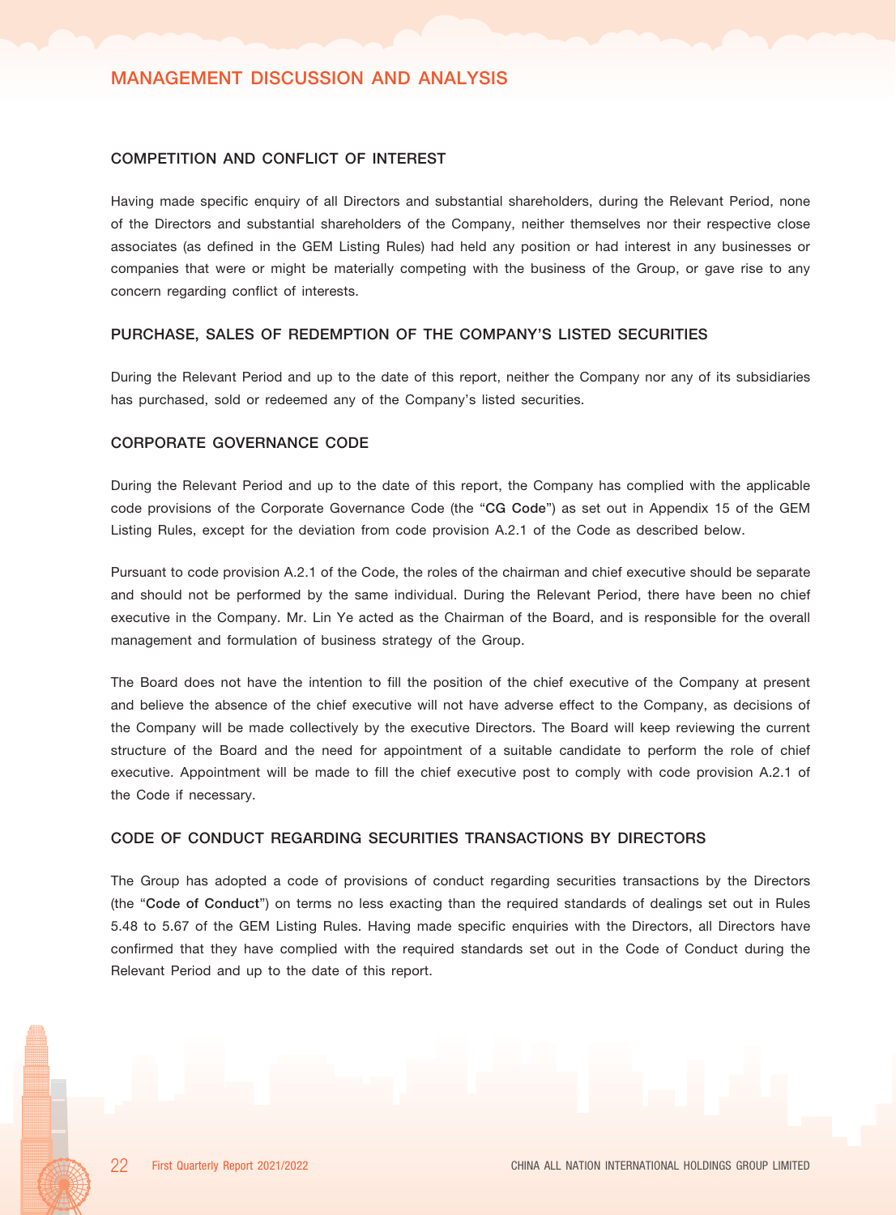## COMPETITION AND CONFLICT OF INTEREST

Having made specific enquiry of all Directors and substantial shareholders, during the Relevant Period, none of the Directors and substantial shareholders of the Company, neither themselves nor their respective close associates (as defined in the GEM Listing Rules) had held any position or had interest in any businesses or companies that were or might be materially competing with the business of the Group, or gave rise to any concern regarding conflict of interests.

## PURCHASE, SALES OF REDEMPTION OF THE COMPANY'S LISTED SECURITIES

During the Relevant Period and up to the date of this report, neither the Company nor any of its subsidiaries has purchased, sold or redeemed any of the Company's listed securities.

## CORPORATE GOVERNANCE CODE

During the Relevant Period and up to the date of this report, the Company has complied with the applicable code provisions of the Corporate Governance Code (the "**CG Code**") as set out in Appendix 15 of the GEM Listing Rules, except for the deviation from code provision A.2.1 of the Code as described below.

Pursuant to code provision A.2.1 of the Code, the roles of the chairman and chief executive should be separate and should not be performed by the same individual. During the Relevant Period, there have been no chief executive in the Company. Mr. Lin Ye acted as the Chairman of the Board, and is responsible for the overall management and formulation of business strategy of the Group.

The Board does not have the intention to fill the position of the chief executive of the Company at present and believe the absence of the chief executive will not have adverse effect to the Company, as decisions of the Company will be made collectively by the executive Directors. The Board will keep reviewing the current structure of the Board and the need for appointment of a suitable candidate to perform the role of chief executive. Appointment will be made to fill the chief executive post to comply with code provision A.2.1 of the Code if necessary.

## CODE OF CONDUCT REGARDING SECURITIES TRANSACTIONS BY DIRECTORS

The Group has adopted a code of provisions of conduct regarding securities transactions by the Directors (the "**Code of Conduct**") on terms no less exacting than the required standards of dealings set out in Rules 5.48 to 5.67 of the GEM Listing Rules. Having made specific enquiries with the Directors, all Directors have confirmed that they have complied with the required standards set out in the Code of Conduct during the Relevant Period and up to the date of this report.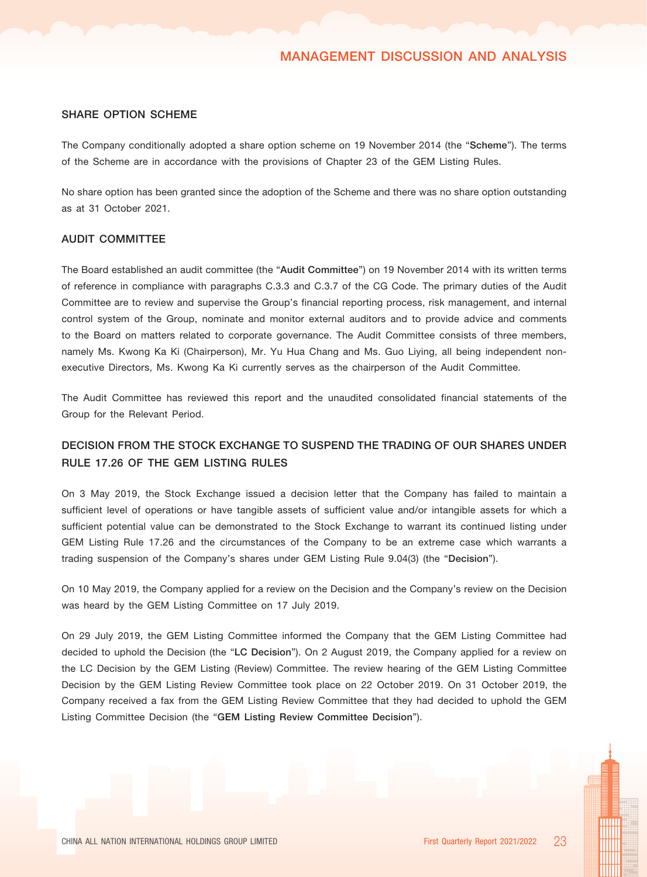## SHARE OPTION SCHEME

The Company conditionally adopted a share option scheme on 19 November 2014 (the "**Scheme**"). The terms of the Scheme are in accordance with the provisions of Chapter 23 of the GEM Listing Rules.

No share option has been granted since the adoption of the Scheme and there was no share option outstanding as at 31 October 2021.

## AUDIT COMMITTEE

The Board established an audit committee (the "**Audit Committee**") on 19 November 2014 with its written terms of reference in compliance with paragraphs C.3.3 and C.3.7 of the CG Code. The primary duties of the Audit Committee are to review and supervise the Group's financial reporting process, risk management, and internal control system of the Group, nominate and monitor external auditors and to provide advice and comments to the Board on matters related to corporate governance. The Audit Committee consists of three members, namely Ms. Kwong Ka Ki (Chairperson), Mr. Yu Hua Chang and Ms. Guo Liying, all being independent non-executive Directors, Ms. Kwong Ka Ki currently serves as the chairperson of the Audit Committee.

The Audit Committee has reviewed this report and the unaudited consolidated financial statements of the Group for the Relevant Period.

## DECISION FROM THE STOCK EXCHANGE TO SUSPEND THE TRADING OF OUR SHARES UNDER RULE 17.26 OF THE GEM LISTING RULES

On 3 May 2019, the Stock Exchange issued a decision letter that the Company has failed to maintain a sufficient level of operations or have tangible assets of sufficient value and/or intangible assets for which a sufficient potential value can be demonstrated to the Stock Exchange to warrant its continued listing under GEM Listing Rule 17.26 and the circumstances of the Company to be an extreme case which warrants a trading suspension of the Company's shares under GEM Listing Rule 9.04(3) (the "**Decision**").

On 10 May 2019, the Company applied for a review on the Decision and the Company's review on the Decision was heard by the GEM Listing Committee on 17 July 2019.

On 29 July 2019, the GEM Listing Committee informed the Company that the GEM Listing Committee had decided to uphold the Decision (the "**LC Decision**"). On 2 August 2019, the Company applied for a review on the LC Decision by the GEM Listing (Review) Committee. The review hearing of the GEM Listing Committee Decision by the GEM Listing Review Committee took place on 22 October 2019. On 31 October 2019, the Company received a fax from the GEM Listing Review Committee that they had decided to uphold the GEM Listing Committee Decision (the "**GEM Listing Review Committee Decision**").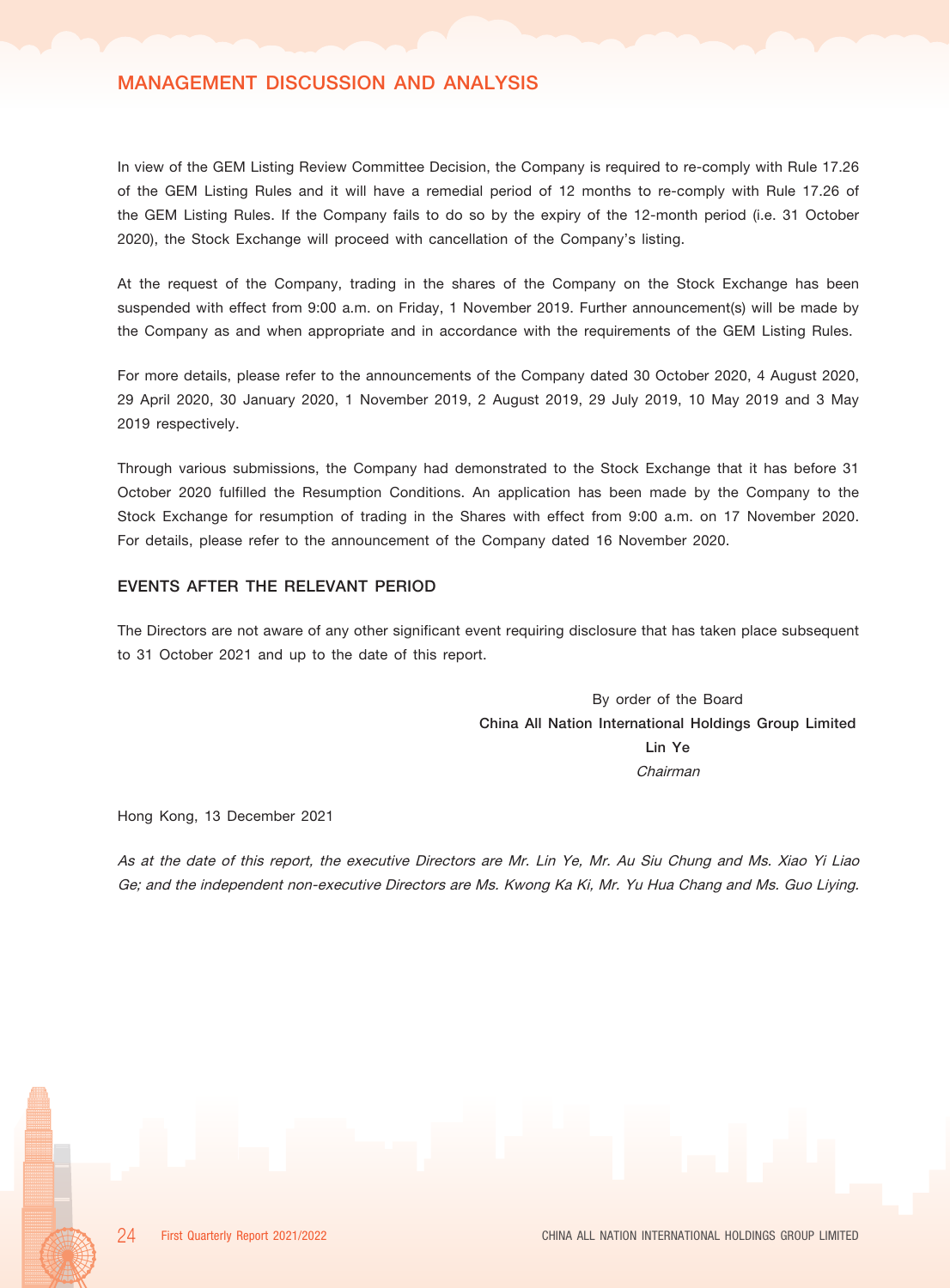In view of the GEM Listing Review Committee Decision, the Company is required to re-comply with Rule 17.26 of the GEM Listing Rules and it will have a remedial period of 12 months to re-comply with Rule 17.26 of the GEM Listing Rules. If the Company fails to do so by the expiry of the 12-month period (i.e. 31 October 2020), the Stock Exchange will proceed with cancellation of the Company's listing.

At the request of the Company, trading in the shares of the Company on the Stock Exchange has been suspended with effect from 9:00 a.m. on Friday, 1 November 2019. Further announcement(s) will be made by the Company as and when appropriate and in accordance with the requirements of the GEM Listing Rules.

For more details, please refer to the announcements of the Company dated 30 October 2020, 4 August 2020, 29 April 2020, 30 January 2020, 1 November 2019, 2 August 2019, 29 July 2019, 10 May 2019 and 3 May 2019 respectively.

Through various submissions, the Company had demonstrated to the Stock Exchange that it has before 31 October 2020 fulfilled the Resumption Conditions. An application has been made by the Company to the Stock Exchange for resumption of trading in the Shares with effect from 9:00 a.m. on 17 November 2020. For details, please refer to the announcement of the Company dated 16 November 2020.

## EVENTS AFTER THE RELEVANT PERIOD

The Directors are not aware of any other significant event requiring disclosure that has taken place subsequent to 31 October 2021 and up to the date of this report.

By order of the Board
**China All Nation International Holdings Group Limited**
**Lin Ye**
*Chairman*

Hong Kong, 13 December 2021

*As at the date of this report, the executive Directors are Mr. Lin Ye, Mr. Au Siu Chung and Ms. Xiao Yi Liao Ge; and the independent non-executive Directors are Ms. Kwong Ka Ki, Mr. Yu Hua Chang and Ms. Guo Liying.*